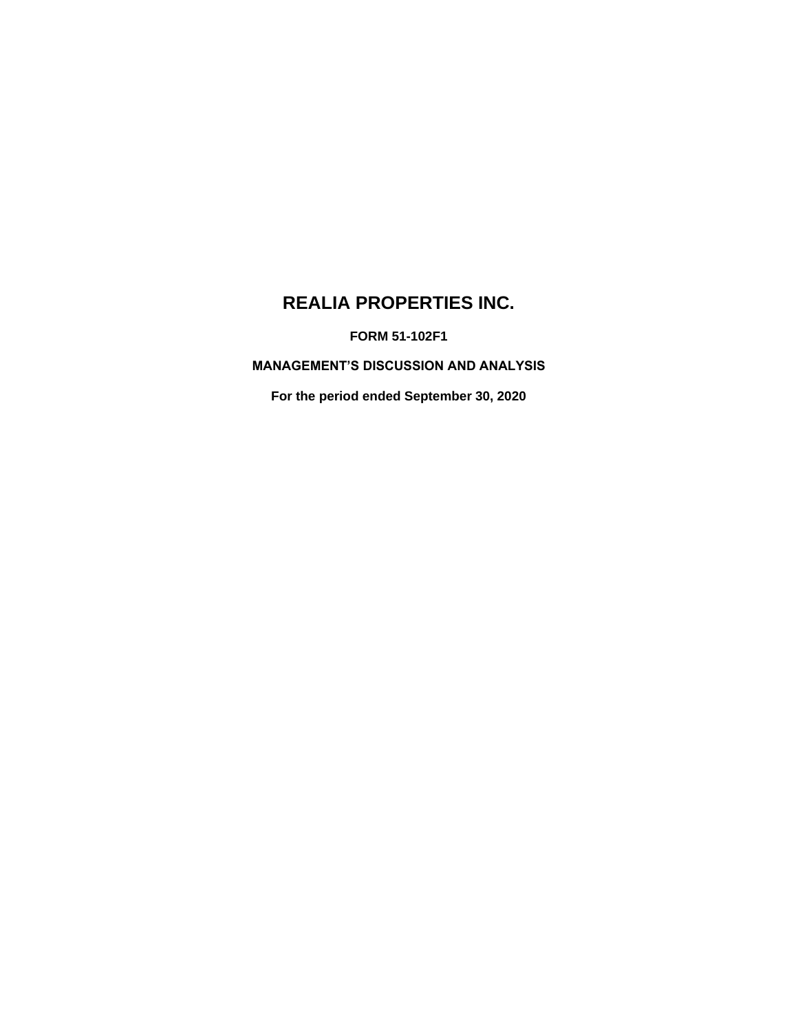# REALIA PROPERTIES INC.

**FORM 51-102F1**

**MANAGEMENT'S DISCUSSION AND ANALYSIS**

**For the period ended September 30, 2020**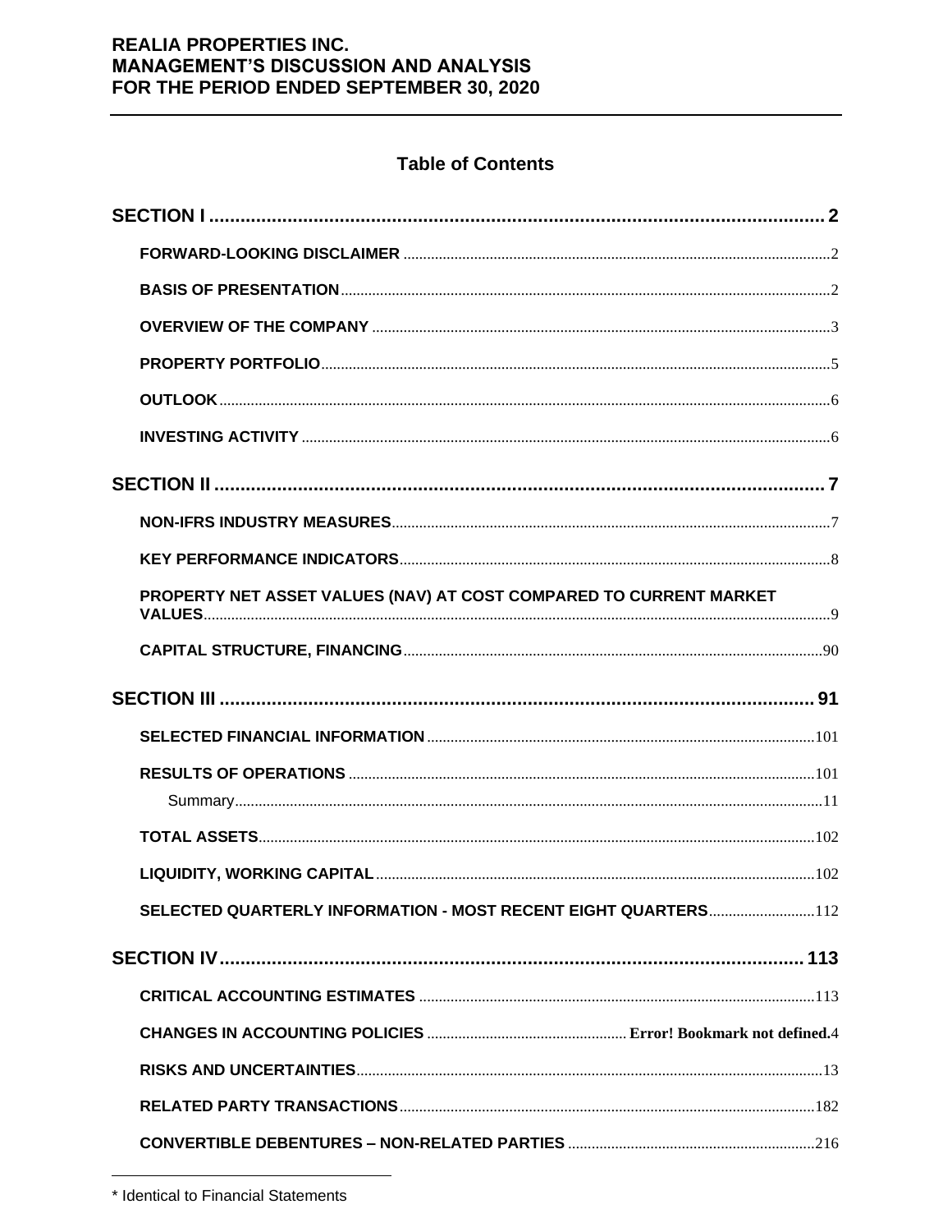## Table of Contents

**SECTION I** .......... 2

- **FORWARD-LOOKING DISCLAIMER** .......... 2
- **BASIS OF PRESENTATION** .......... 2
- **OVERVIEW OF THE COMPANY** .......... 3
- **PROPERTY PORTFOLIO** .......... 5
- **OUTLOOK** .......... 6
- **INVESTING ACTIVITY** .......... 6

**SECTION II** .......... 7

- **NON-IFRS INDUSTRY MEASURES** .......... 7
- **KEY PERFORMANCE INDICATORS** .......... 8
- **PROPERTY NET ASSET VALUES (NAV) AT COST COMPARED TO CURRENT MARKET VALUES** .......... 9
- **CAPITAL STRUCTURE, FINANCING** .......... 90

**SECTION III** .......... 91

- **SELECTED FINANCIAL INFORMATION** .......... 101
- **RESULTS OF OPERATIONS** .......... 101
  - Summary .......... 11
- **TOTAL ASSETS** .......... 102
- **LIQUIDITY, WORKING CAPITAL** .......... 102
- **SELECTED QUARTERLY INFORMATION - MOST RECENT EIGHT QUARTERS** .......... 112

**SECTION IV** .......... 113

- **CRITICAL ACCOUNTING ESTIMATES** .......... 113
- **CHANGES IN ACCOUNTING POLICIES** .......... **Error! Bookmark not defined.**4
- **RISKS AND UNCERTAINTIES** .......... 13
- **RELATED PARTY TRANSACTIONS** .......... 182
- **CONVERTIBLE DEBENTURES – NON-RELATED PARTIES** .......... 216

---

* Identical to Financial Statements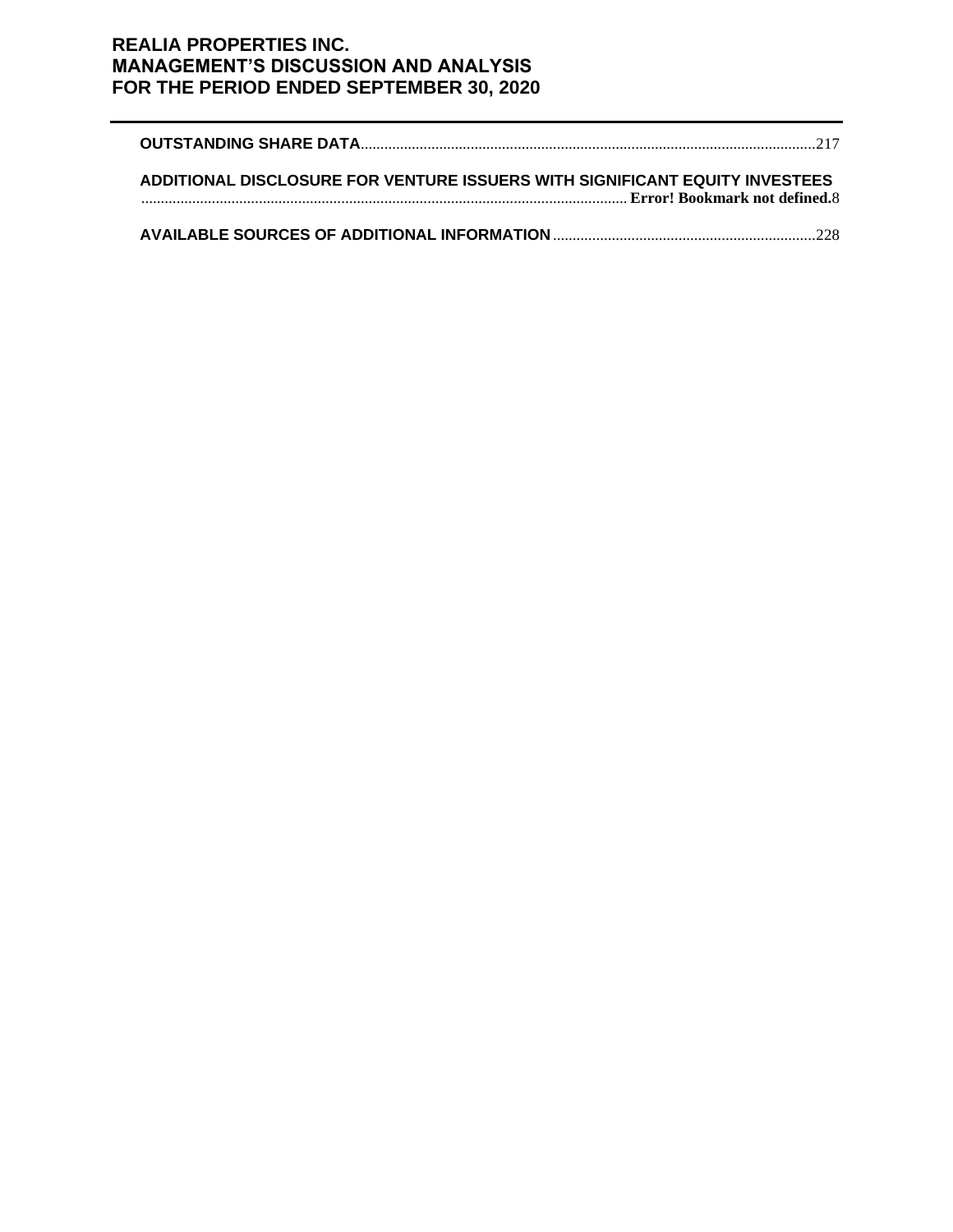**OUTSTANDING SHARE DATA**......................................................................................................................217

**ADDITIONAL DISCLOSURE FOR VENTURE ISSUERS WITH SIGNIFICANT EQUITY INVESTEES** ............................................................................................................................ **Error! Bookmark not defined.**8

**AVAILABLE SOURCES OF ADDITIONAL INFORMATION**...................................................................228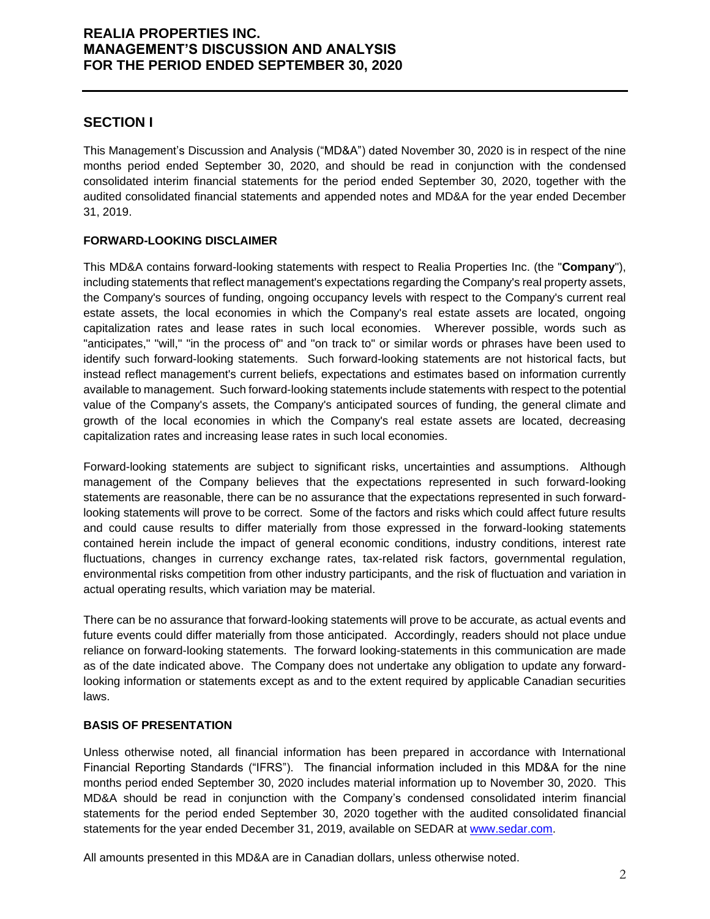## SECTION I

This Management's Discussion and Analysis ("MD&A") dated November 30, 2020 is in respect of the nine months period ended September 30, 2020, and should be read in conjunction with the condensed consolidated interim financial statements for the period ended September 30, 2020, together with the audited consolidated financial statements and appended notes and MD&A for the year ended December 31, 2019.

### FORWARD-LOOKING DISCLAIMER

This MD&A contains forward-looking statements with respect to Realia Properties Inc. (the "**Company**"), including statements that reflect management's expectations regarding the Company's real property assets, the Company's sources of funding, ongoing occupancy levels with respect to the Company's current real estate assets, the local economies in which the Company's real estate assets are located, ongoing capitalization rates and lease rates in such local economies. Wherever possible, words such as "anticipates," "will," "in the process of" and "on track to" or similar words or phrases have been used to identify such forward-looking statements. Such forward-looking statements are not historical facts, but instead reflect management's current beliefs, expectations and estimates based on information currently available to management. Such forward-looking statements include statements with respect to the potential value of the Company's assets, the Company's anticipated sources of funding, the general climate and growth of the local economies in which the Company's real estate assets are located, decreasing capitalization rates and increasing lease rates in such local economies.

Forward-looking statements are subject to significant risks, uncertainties and assumptions. Although management of the Company believes that the expectations represented in such forward-looking statements are reasonable, there can be no assurance that the expectations represented in such forward-looking statements will prove to be correct. Some of the factors and risks which could affect future results and could cause results to differ materially from those expressed in the forward-looking statements contained herein include the impact of general economic conditions, industry conditions, interest rate fluctuations, changes in currency exchange rates, tax-related risk factors, governmental regulation, environmental risks competition from other industry participants, and the risk of fluctuation and variation in actual operating results, which variation may be material.

There can be no assurance that forward-looking statements will prove to be accurate, as actual events and future events could differ materially from those anticipated. Accordingly, readers should not place undue reliance on forward-looking statements. The forward looking-statements in this communication are made as of the date indicated above. The Company does not undertake any obligation to update any forward-looking information or statements except as and to the extent required by applicable Canadian securities laws.

### BASIS OF PRESENTATION

Unless otherwise noted, all financial information has been prepared in accordance with International Financial Reporting Standards ("IFRS"). The financial information included in this MD&A for the nine months period ended September 30, 2020 includes material information up to November 30, 2020. This MD&A should be read in conjunction with the Company's condensed consolidated interim financial statements for the period ended September 30, 2020 together with the audited consolidated financial statements for the year ended December 31, 2019, available on SEDAR at www.sedar.com.

All amounts presented in this MD&A are in Canadian dollars, unless otherwise noted.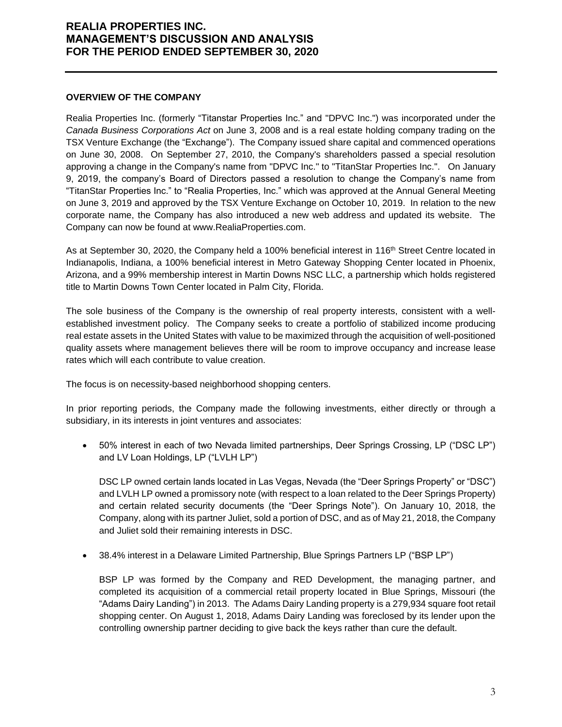## OVERVIEW OF THE COMPANY

Realia Properties Inc. (formerly "Titanstar Properties Inc." and "DPVC Inc.") was incorporated under the *Canada Business Corporations Act* on June 3, 2008 and is a real estate holding company trading on the TSX Venture Exchange (the "Exchange"). The Company issued share capital and commenced operations on June 30, 2008. On September 27, 2010, the Company's shareholders passed a special resolution approving a change in the Company's name from "DPVC Inc." to "TitanStar Properties Inc.". On January 9, 2019, the company's Board of Directors passed a resolution to change the Company's name from "TitanStar Properties Inc." to "Realia Properties, Inc." which was approved at the Annual General Meeting on June 3, 2019 and approved by the TSX Venture Exchange on October 10, 2019. In relation to the new corporate name, the Company has also introduced a new web address and updated its website. The Company can now be found at www.RealiaProperties.com.

As at September 30, 2020, the Company held a 100% beneficial interest in 116th Street Centre located in Indianapolis, Indiana, a 100% beneficial interest in Metro Gateway Shopping Center located in Phoenix, Arizona, and a 99% membership interest in Martin Downs NSC LLC, a partnership which holds registered title to Martin Downs Town Center located in Palm City, Florida.

The sole business of the Company is the ownership of real property interests, consistent with a well-established investment policy. The Company seeks to create a portfolio of stabilized income producing real estate assets in the United States with value to be maximized through the acquisition of well-positioned quality assets where management believes there will be room to improve occupancy and increase lease rates which will each contribute to value creation.

The focus is on necessity-based neighborhood shopping centers.

In prior reporting periods, the Company made the following investments, either directly or through a subsidiary, in its interests in joint ventures and associates:

- 50% interest in each of two Nevada limited partnerships, Deer Springs Crossing, LP ("DSC LP") and LV Loan Holdings, LP ("LVLH LP")

  DSC LP owned certain lands located in Las Vegas, Nevada (the "Deer Springs Property" or "DSC") and LVLH LP owned a promissory note (with respect to a loan related to the Deer Springs Property) and certain related security documents (the "Deer Springs Note"). On January 10, 2018, the Company, along with its partner Juliet, sold a portion of DSC, and as of May 21, 2018, the Company and Juliet sold their remaining interests in DSC.

- 38.4% interest in a Delaware Limited Partnership, Blue Springs Partners LP ("BSP LP")

  BSP LP was formed by the Company and RED Development, the managing partner, and completed its acquisition of a commercial retail property located in Blue Springs, Missouri (the "Adams Dairy Landing") in 2013. The Adams Dairy Landing property is a 279,934 square foot retail shopping center. On August 1, 2018, Adams Dairy Landing was foreclosed by its lender upon the controlling ownership partner deciding to give back the keys rather than cure the default.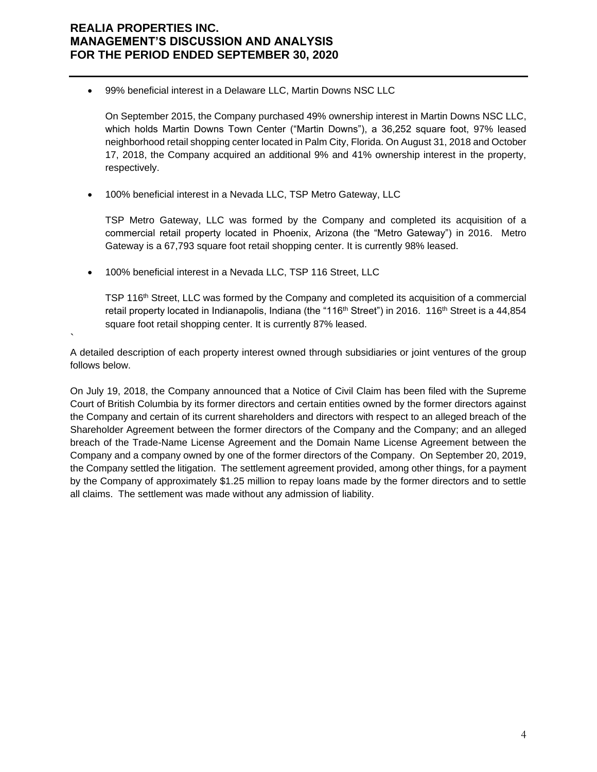- 99% beneficial interest in a Delaware LLC, Martin Downs NSC LLC

  On September 2015, the Company purchased 49% ownership interest in Martin Downs NSC LLC, which holds Martin Downs Town Center ("Martin Downs"), a 36,252 square foot, 97% leased neighborhood retail shopping center located in Palm City, Florida. On August 31, 2018 and October 17, 2018, the Company acquired an additional 9% and 41% ownership interest in the property, respectively.

- 100% beneficial interest in a Nevada LLC, TSP Metro Gateway, LLC

  TSP Metro Gateway, LLC was formed by the Company and completed its acquisition of a commercial retail property located in Phoenix, Arizona (the "Metro Gateway") in 2016. Metro Gateway is a 67,793 square foot retail shopping center. It is currently 98% leased.

- 100% beneficial interest in a Nevada LLC, TSP 116 Street, LLC

  TSP 116th Street, LLC was formed by the Company and completed its acquisition of a commercial retail property located in Indianapolis, Indiana (the "116th Street") in 2016. 116th Street is a 44,854 square foot retail shopping center. It is currently 87% leased.

`

A detailed description of each property interest owned through subsidiaries or joint ventures of the group follows below.

On July 19, 2018, the Company announced that a Notice of Civil Claim has been filed with the Supreme Court of British Columbia by its former directors and certain entities owned by the former directors against the Company and certain of its current shareholders and directors with respect to an alleged breach of the Shareholder Agreement between the former directors of the Company and the Company; and an alleged breach of the Trade-Name License Agreement and the Domain Name License Agreement between the Company and a company owned by one of the former directors of the Company. On September 20, 2019, the Company settled the litigation. The settlement agreement provided, among other things, for a payment by the Company of approximately $1.25 million to repay loans made by the former directors and to settle all claims. The settlement was made without any admission of liability.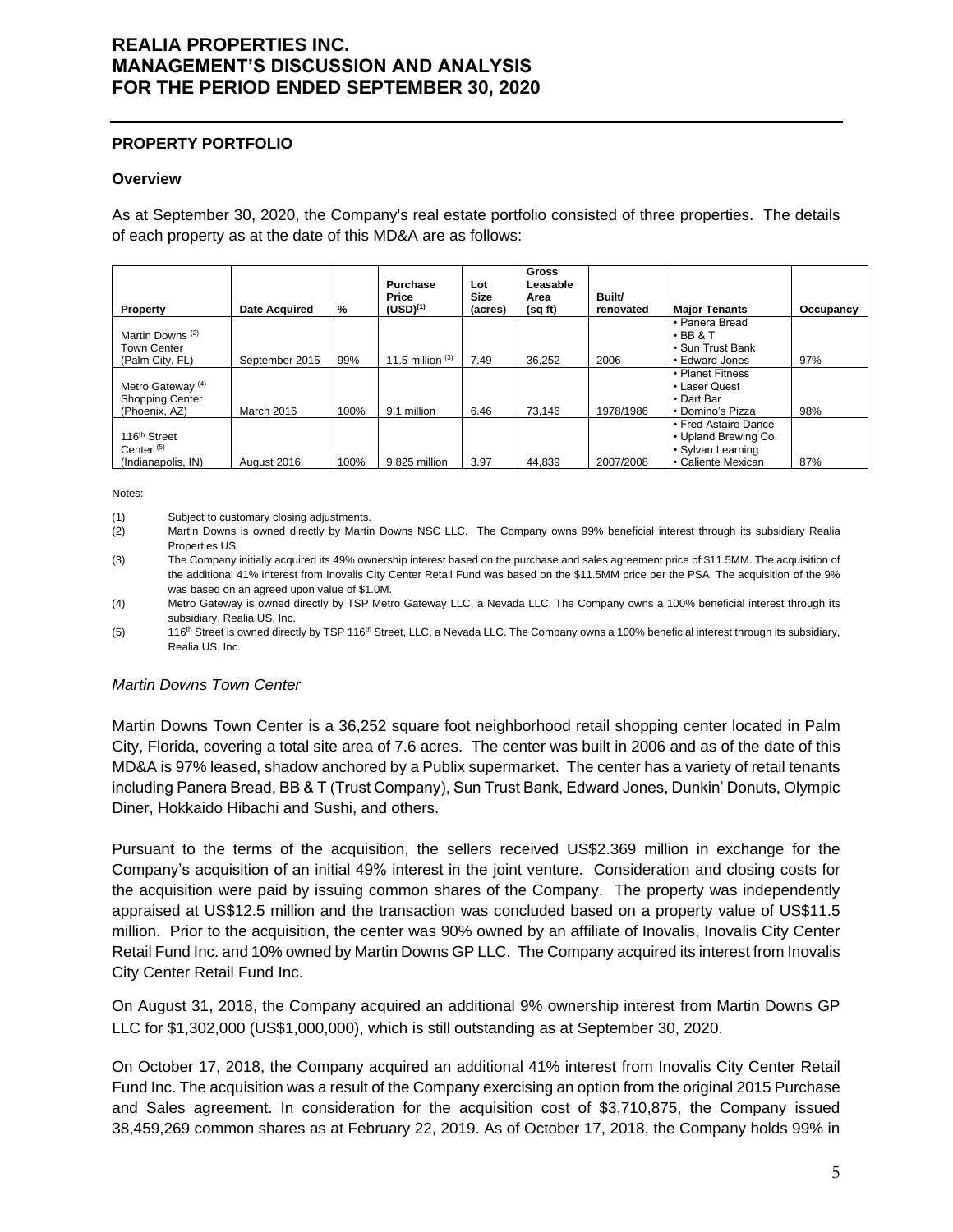## PROPERTY PORTFOLIO

### Overview

As at September 30, 2020, the Company's real estate portfolio consisted of three properties. The details of each property as at the date of this MD&A are as follows:

| Property | Date Acquired | % | Purchase Price (USD)[1] | Lot Size (acres) | Gross Leasable Area (sq ft) | Built/ renovated | Major Tenants | Occupancy |
|---|---|---|---|---|---|---|---|---|
| Martin Downs [2] Town Center (Palm City, FL) | September 2015 | 99% | 11.5 million [3] | 7.49 | 36,252 | 2006 | • Panera Bread • BB & T • Sun Trust Bank • Edward Jones | 97% |
| Metro Gateway [4] Shopping Center (Phoenix, AZ) | March 2016 | 100% | 9.1 million | 6.46 | 73,146 | 1978/1986 | • Planet Fitness • Laser Quest • Dart Bar • Domino's Pizza | 98% |
| 116th Street Center [5] (Indianapolis, IN) | August 2016 | 100% | 9.825 million | 3.97 | 44,839 | 2007/2008 | • Fred Astaire Dance • Upland Brewing Co. • Sylvan Learning • Caliente Mexican | 87% |

Notes:

(1) Subject to customary closing adjustments.

(2) Martin Downs is owned directly by Martin Downs NSC LLC. The Company owns 99% beneficial interest through its subsidiary Realia Properties US.

(3) The Company initially acquired its 49% ownership interest based on the purchase and sales agreement price of $11.5MM. The acquisition of the additional 41% interest from Inovalis City Center Retail Fund was based on the $11.5MM price per the PSA. The acquisition of the 9% was based on an agreed upon value of $1.0M.

(4) Metro Gateway is owned directly by TSP Metro Gateway LLC, a Nevada LLC. The Company owns a 100% beneficial interest through its subsidiary, Realia US, Inc.

(5) 116th Street is owned directly by TSP 116th Street, LLC, a Nevada LLC. The Company owns a 100% beneficial interest through its subsidiary, Realia US, Inc.

*Martin Downs Town Center*

Martin Downs Town Center is a 36,252 square foot neighborhood retail shopping center located in Palm City, Florida, covering a total site area of 7.6 acres. The center was built in 2006 and as of the date of this MD&A is 97% leased, shadow anchored by a Publix supermarket. The center has a variety of retail tenants including Panera Bread, BB & T (Trust Company), Sun Trust Bank, Edward Jones, Dunkin' Donuts, Olympic Diner, Hokkaido Hibachi and Sushi, and others.

Pursuant to the terms of the acquisition, the sellers received US$2.369 million in exchange for the Company's acquisition of an initial 49% interest in the joint venture. Consideration and closing costs for the acquisition were paid by issuing common shares of the Company. The property was independently appraised at US$12.5 million and the transaction was concluded based on a property value of US$11.5 million. Prior to the acquisition, the center was 90% owned by an affiliate of Inovalis, Inovalis City Center Retail Fund Inc. and 10% owned by Martin Downs GP LLC. The Company acquired its interest from Inovalis City Center Retail Fund Inc.

On August 31, 2018, the Company acquired an additional 9% ownership interest from Martin Downs GP LLC for $1,302,000 (US$1,000,000), which is still outstanding as at September 30, 2020.

On October 17, 2018, the Company acquired an additional 41% interest from Inovalis City Center Retail Fund Inc. The acquisition was a result of the Company exercising an option from the original 2015 Purchase and Sales agreement. In consideration for the acquisition cost of $3,710,875, the Company issued 38,459,269 common shares as at February 22, 2019. As of October 17, 2018, the Company holds 99% in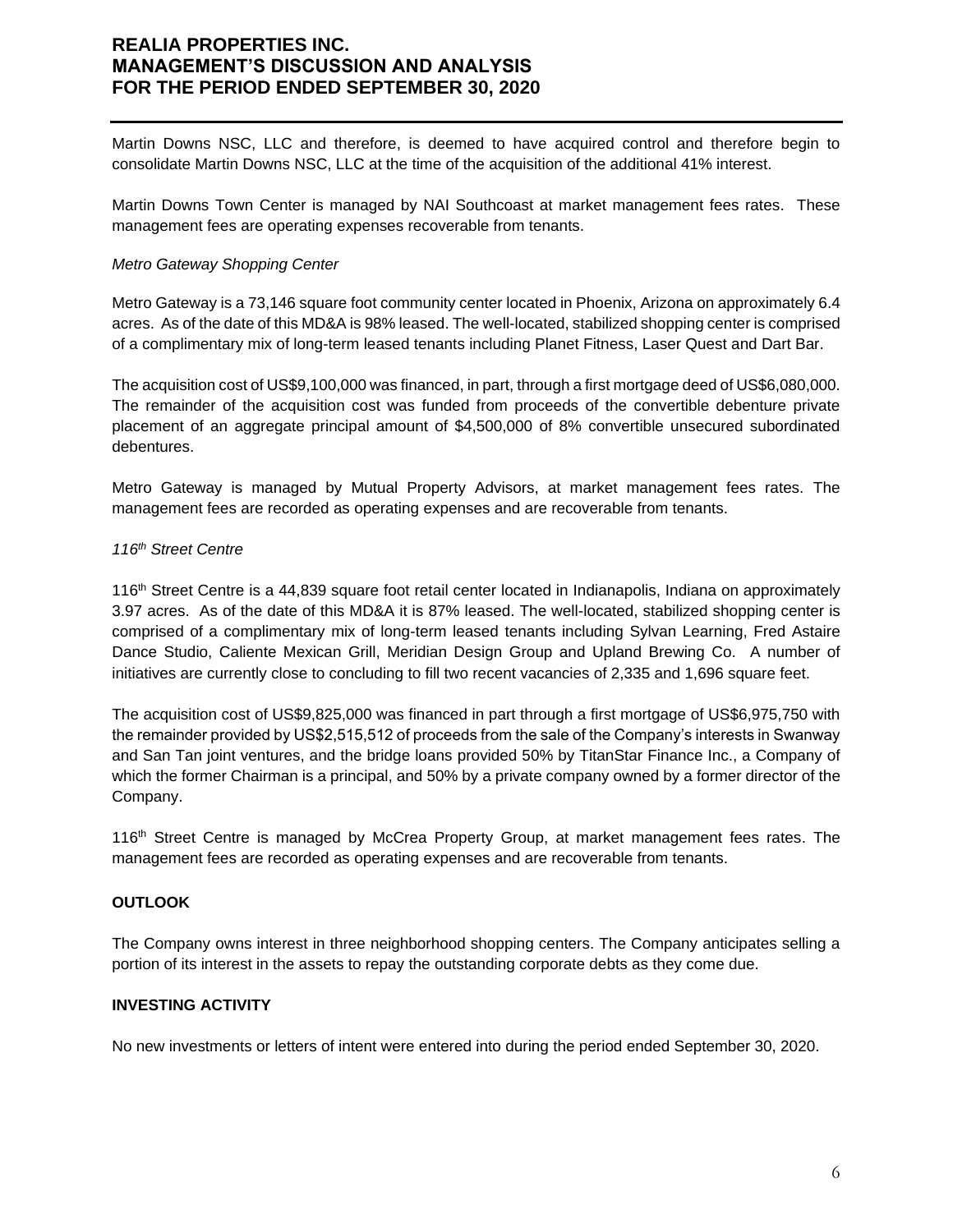Martin Downs NSC, LLC and therefore, is deemed to have acquired control and therefore begin to consolidate Martin Downs NSC, LLC at the time of the acquisition of the additional 41% interest.

Martin Downs Town Center is managed by NAI Southcoast at market management fees rates. These management fees are operating expenses recoverable from tenants.

*Metro Gateway Shopping Center*

Metro Gateway is a 73,146 square foot community center located in Phoenix, Arizona on approximately 6.4 acres. As of the date of this MD&A is 98% leased. The well-located, stabilized shopping center is comprised of a complimentary mix of long-term leased tenants including Planet Fitness, Laser Quest and Dart Bar.

The acquisition cost of US$9,100,000 was financed, in part, through a first mortgage deed of US$6,080,000. The remainder of the acquisition cost was funded from proceeds of the convertible debenture private placement of an aggregate principal amount of $4,500,000 of 8% convertible unsecured subordinated debentures.

Metro Gateway is managed by Mutual Property Advisors, at market management fees rates. The management fees are recorded as operating expenses and are recoverable from tenants.

*116th Street Centre*

116th Street Centre is a 44,839 square foot retail center located in Indianapolis, Indiana on approximately 3.97 acres. As of the date of this MD&A it is 87% leased. The well-located, stabilized shopping center is comprised of a complimentary mix of long-term leased tenants including Sylvan Learning, Fred Astaire Dance Studio, Caliente Mexican Grill, Meridian Design Group and Upland Brewing Co. A number of initiatives are currently close to concluding to fill two recent vacancies of 2,335 and 1,696 square feet.

The acquisition cost of US$9,825,000 was financed in part through a first mortgage of US$6,975,750 with the remainder provided by US$2,515,512 of proceeds from the sale of the Company's interests in Swanway and San Tan joint ventures, and the bridge loans provided 50% by TitanStar Finance Inc., a Company of which the former Chairman is a principal, and 50% by a private company owned by a former director of the Company.

116th Street Centre is managed by McCrea Property Group, at market management fees rates. The management fees are recorded as operating expenses and are recoverable from tenants.

## OUTLOOK

The Company owns interest in three neighborhood shopping centers. The Company anticipates selling a portion of its interest in the assets to repay the outstanding corporate debts as they come due.

## INVESTING ACTIVITY

No new investments or letters of intent were entered into during the period ended September 30, 2020.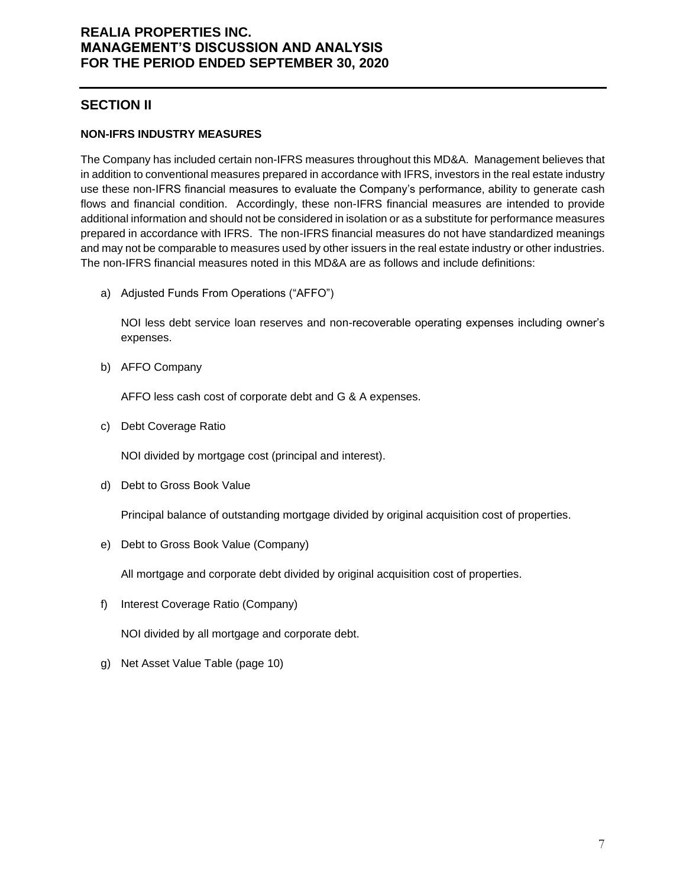## SECTION II

### NON-IFRS INDUSTRY MEASURES

The Company has included certain non-IFRS measures throughout this MD&A. Management believes that in addition to conventional measures prepared in accordance with IFRS, investors in the real estate industry use these non-IFRS financial measures to evaluate the Company's performance, ability to generate cash flows and financial condition. Accordingly, these non-IFRS financial measures are intended to provide additional information and should not be considered in isolation or as a substitute for performance measures prepared in accordance with IFRS. The non-IFRS financial measures do not have standardized meanings and may not be comparable to measures used by other issuers in the real estate industry or other industries. The non-IFRS financial measures noted in this MD&A are as follows and include definitions:

a) Adjusted Funds From Operations ("AFFO")

   NOI less debt service loan reserves and non-recoverable operating expenses including owner's expenses.

b) AFFO Company

   AFFO less cash cost of corporate debt and G & A expenses.

c) Debt Coverage Ratio

   NOI divided by mortgage cost (principal and interest).

d) Debt to Gross Book Value

   Principal balance of outstanding mortgage divided by original acquisition cost of properties.

e) Debt to Gross Book Value (Company)

   All mortgage and corporate debt divided by original acquisition cost of properties.

f) Interest Coverage Ratio (Company)

   NOI divided by all mortgage and corporate debt.

g) Net Asset Value Table (page 10)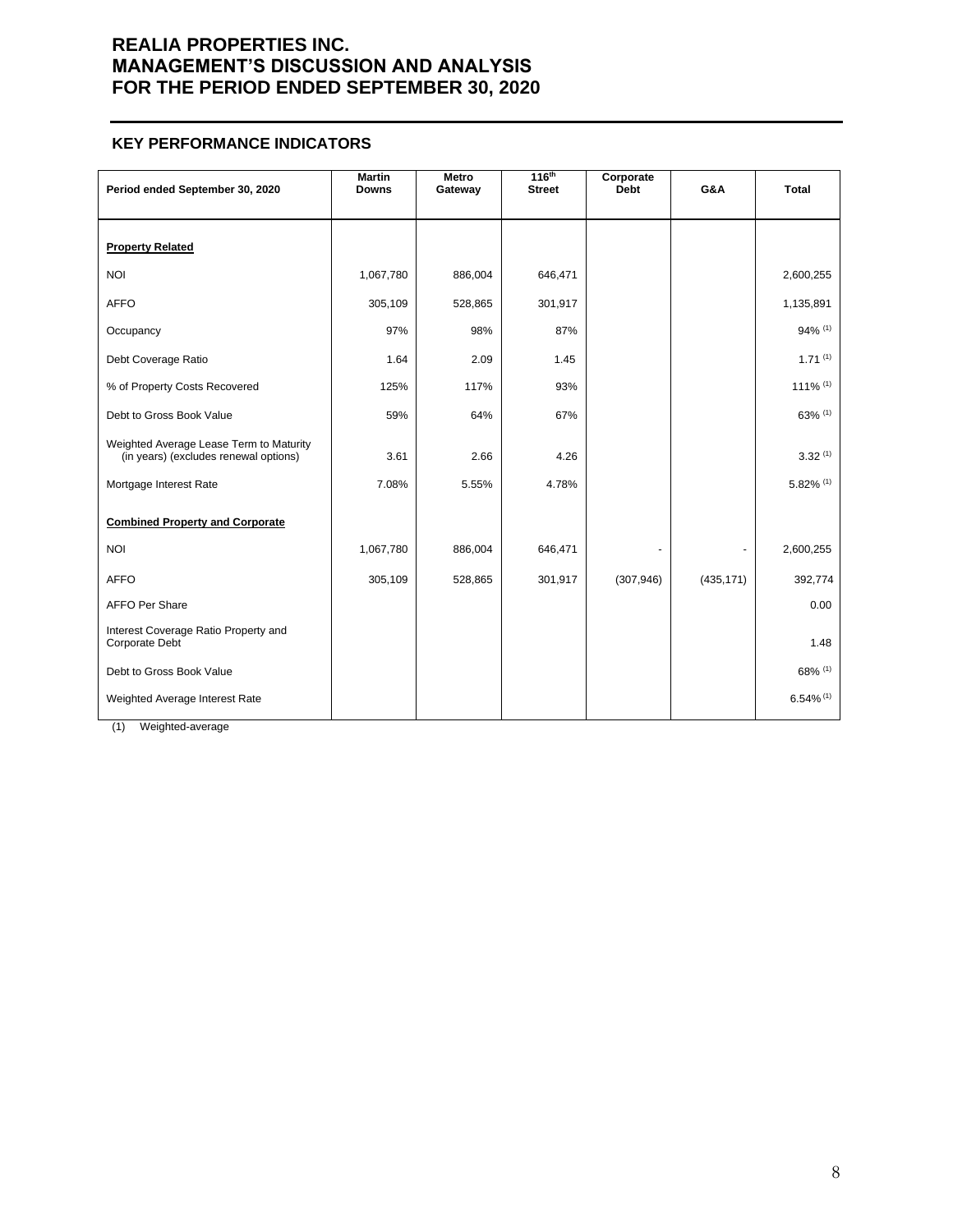## KEY PERFORMANCE INDICATORS

| Period ended September 30, 2020 | Martin Downs | Metro Gateway | 116th Street | Corporate Debt | G&A | Total |
|---|---|---|---|---|---|---|
| **Property Related** | | | | | | |
| NOI | 1,067,780 | 886,004 | 646,471 | | | 2,600,255 |
| AFFO | 305,109 | 528,865 | 301,917 | | | 1,135,891 |
| Occupancy | 97% | 98% | 87% | | | 94% (1) |
| Debt Coverage Ratio | 1.64 | 2.09 | 1.45 | | | 1.71 (1) |
| % of Property Costs Recovered | 125% | 117% | 93% | | | 111% (1) |
| Debt to Gross Book Value | 59% | 64% | 67% | | | 63% (1) |
| Weighted Average Lease Term to Maturity (in years) (excludes renewal options) | 3.61 | 2.66 | 4.26 | | | 3.32 (1) |
| Mortgage Interest Rate | 7.08% | 5.55% | 4.78% | | | 5.82% (1) |
| **Combined Property and Corporate** | | | | | | |
| NOI | 1,067,780 | 886,004 | 646,471 | - | - | 2,600,255 |
| AFFO | 305,109 | 528,865 | 301,917 | (307,946) | (435,171) | 392,774 |
| AFFO Per Share | | | | | | 0.00 |
| Interest Coverage Ratio Property and Corporate Debt | | | | | | 1.48 |
| Debt to Gross Book Value | | | | | | 68% (1) |
| Weighted Average Interest Rate | | | | | | 6.54% (1) |

(1) Weighted-average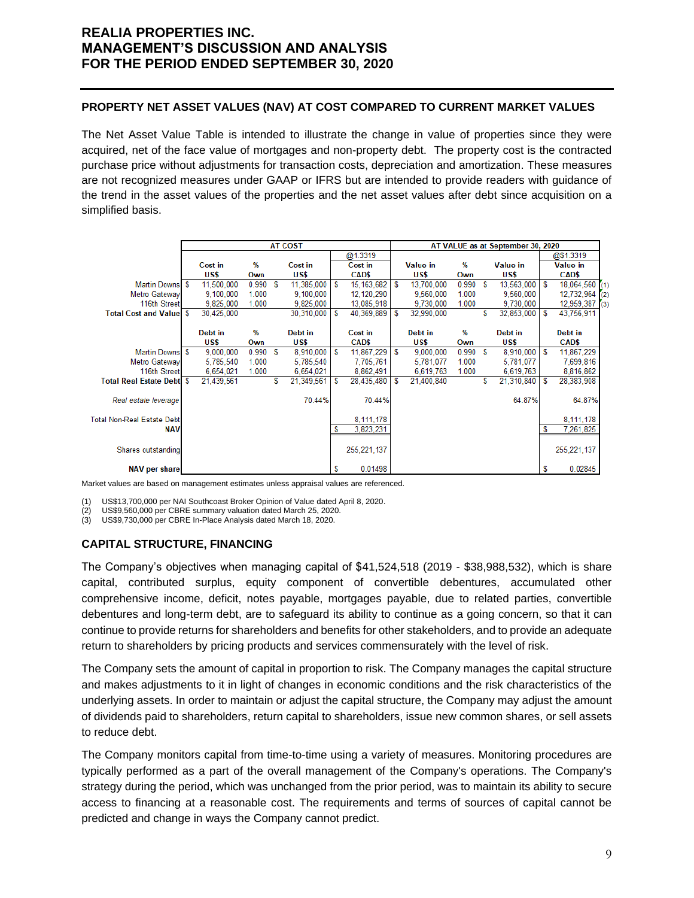## PROPERTY NET ASSET VALUES (NAV) AT COST COMPARED TO CURRENT MARKET VALUES

The Net Asset Value Table is intended to illustrate the change in value of properties since they were acquired, net of the face value of mortgages and non-property debt. The property cost is the contracted purchase price without adjustments for transaction costs, depreciation and amortization. These measures are not recognized measures under GAAP or IFRS but are intended to provide readers with guidance of the trend in the asset values of the properties and the net asset values after debt since acquisition on a simplified basis.

| | AT COST | | | | AT VALUE as at September 30, 2020 | | | | |
|---|---|---|---|---|---|---|---|---|---|
| | | | | @1.3319 | | | | @$1.3319 | |
| | Cost in US$ | % Own | Cost in US$ | Cost in CAD$ | Value in US$ | % Own | Value in US$ | Value in CAD$ | |
| Martin Downs | $ 11,500,000 | 0.990 | $ 11,385,000 | $ 15,163,682 | $ 13,700,000 | 0.990 | $ 13,563,000 | $ 18,064,560 | (1) |
| Metro Gateway | 9,100,000 | 1.000 | 9,100,000 | 12,120,290 | 9,560,000 | 1.000 | 9,560,000 | 12,732,964 | (2) |
| 116th Street | 9,825,000 | 1.000 | 9,825,000 | 13,085,918 | 9,730,000 | 1.000 | 9,730,000 | 12,959,387 | (3) |
| **Total Cost and Value** | $ 30,425,000 | | 30,310,000 | $ 40,369,889 | $ 32,990,000 | | $ 32,853,000 | $ 43,756,911 | |
| | Debt in US$ | % Own | Debt in US$ | Cost in CAD$ | Debt in US$ | % Own | Debt in US$ | Debt in CAD$ | |
| Martin Downs | $ 9,000,000 | 0.990 | $ 8,910,000 | $ 11,867,229 | $ 9,000,000 | 0.990 | $ 8,910,000 | $ 11,867,229 | |
| Metro Gateway | 5,785,540 | 1.000 | 5,785,540 | 7,705,761 | 5,781,077 | 1.000 | 5,781,077 | 7,699,816 | |
| 116th Street | 6,654,021 | 1.000 | 6,654,021 | 8,862,491 | 6,619,763 | 1.000 | 6,619,763 | 8,816,862 | |
| **Total Real Estate Debt** | $ 21,439,561 | | $ 21,349,561 | $ 28,435,480 | $ 21,400,840 | | $ 21,310,840 | $ 28,383,908 | |
| *Real estate leverage* | | | 70.44% | 70.44% | | | 64.87% | 64.87% | |
| Total Non-Real Estate Debt | | | | 8,111,178 | | | | 8,111,178 | |
| **NAV** | | | | $ 3,823,231 | | | | $ 7,261,825 | |
| Shares outstanding | | | | 255,221,137 | | | | 255,221,137 | |
| **NAV per share** | | | | $ 0.01498 | | | | $ 0.02845 | |

Market values are based on management estimates unless appraisal values are referenced.

(1) US$13,700,000 per NAI Southcoast Broker Opinion of Value dated April 8, 2020.
(2) US$9,560,000 per CBRE summary valuation dated March 25, 2020.
(3) US$9,730,000 per CBRE In-Place Analysis dated March 18, 2020.

## CAPITAL STRUCTURE, FINANCING

The Company's objectives when managing capital of $41,524,518 (2019 - $38,988,532), which is share capital, contributed surplus, equity component of convertible debentures, accumulated other comprehensive income, deficit, notes payable, mortgages payable, due to related parties, convertible debentures and long-term debt, are to safeguard its ability to continue as a going concern, so that it can continue to provide returns for shareholders and benefits for other stakeholders, and to provide an adequate return to shareholders by pricing products and services commensurately with the level of risk.

The Company sets the amount of capital in proportion to risk. The Company manages the capital structure and makes adjustments to it in light of changes in economic conditions and the risk characteristics of the underlying assets. In order to maintain or adjust the capital structure, the Company may adjust the amount of dividends paid to shareholders, return capital to shareholders, issue new common shares, or sell assets to reduce debt.

The Company monitors capital from time-to-time using a variety of measures. Monitoring procedures are typically performed as a part of the overall management of the Company's operations. The Company's strategy during the period, which was unchanged from the prior period, was to maintain its ability to secure access to financing at a reasonable cost. The requirements and terms of sources of capital cannot be predicted and change in ways the Company cannot predict.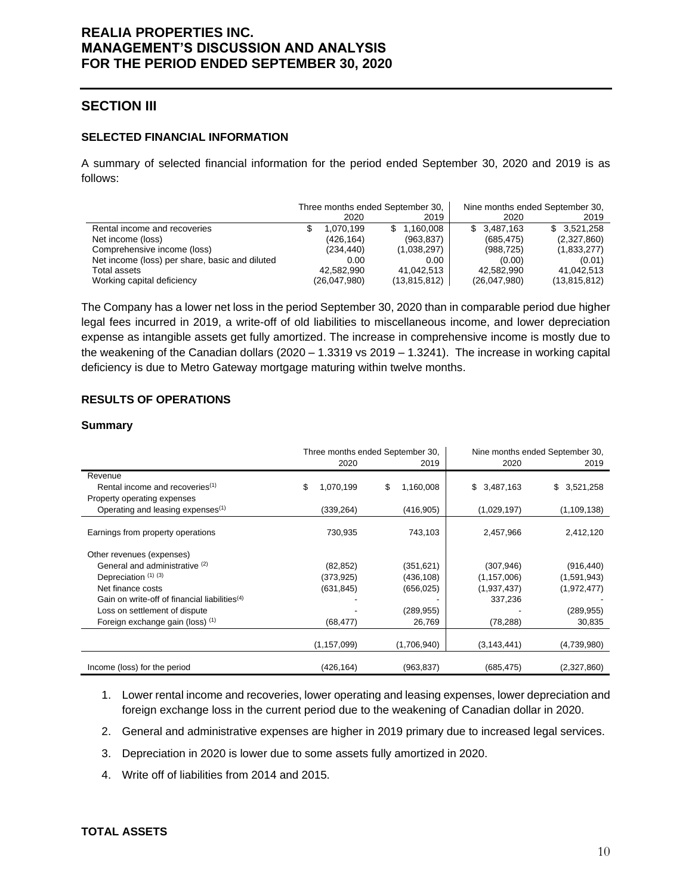## SECTION III

### SELECTED FINANCIAL INFORMATION

A summary of selected financial information for the period ended September 30, 2020 and 2019 is as follows:

| | Three months ended September 30, | | Nine months ended September 30, | |
|---|---|---|---|---|
| | 2020 | 2019 | 2020 | 2019 |
| Rental income and recoveries | $ 1,070,199 | $ 1,160,008 | $ 3,487,163 | $ 3,521,258 |
| Net income (loss) | (426,164) | (963,837) | (685,475) | (2,327,860) |
| Comprehensive income (loss) | (234,440) | (1,038,297) | (988,725) | (1,833,277) |
| Net income (loss) per share, basic and diluted | 0.00 | 0.00 | (0.00) | (0.01) |
| Total assets | 42,582,990 | 41,042,513 | 42,582,990 | 41,042,513 |
| Working capital deficiency | (26,047,980) | (13,815,812) | (26,047,980) | (13,815,812) |

The Company has a lower net loss in the period September 30, 2020 than in comparable period due higher legal fees incurred in 2019, a write-off of old liabilities to miscellaneous income, and lower depreciation expense as intangible assets get fully amortized. The increase in comprehensive income is mostly due to the weakening of the Canadian dollars (2020 – 1.3319 vs 2019 – 1.3241). The increase in working capital deficiency is due to Metro Gateway mortgage maturing within twelve months.

### RESULTS OF OPERATIONS

#### Summary

| | Three months ended September 30, | | Nine months ended September 30, | |
|---|---|---|---|---|
| | 2020 | 2019 | 2020 | 2019 |
| Revenue | | | | |
| Rental income and recoveries[1] | $ 1,070,199 | $ 1,160,008 | $ 3,487,163 | $ 3,521,258 |
| Property operating expenses | | | | |
| Operating and leasing expenses[1] | (339,264) | (416,905) | (1,029,197) | (1,109,138) |
| Earnings from property operations | 730,935 | 743,103 | 2,457,966 | 2,412,120 |
| Other revenues (expenses) | | | | |
| General and administrative [2] | (82,852) | (351,621) | (307,946) | (916,440) |
| Depreciation [1] [3] | (373,925) | (436,108) | (1,157,006) | (1,591,943) |
| Net finance costs | (631,845) | (656,025) | (1,937,437) | (1,972,477) |
| Gain on write-off of financial liabilities[4] | - | - | 337,236 | - |
| Loss on settlement of dispute | - | (289,955) | - | (289,955) |
| Foreign exchange gain (loss) [1] | (68,477) | 26,769 | (78,288) | 30,835 |
| | (1,157,099) | (1,706,940) | (3,143,441) | (4,739,980) |
| Income (loss) for the period | (426,164) | (963,837) | (685,475) | (2,327,860) |

1. Lower rental income and recoveries, lower operating and leasing expenses, lower depreciation and foreign exchange loss in the current period due to the weakening of Canadian dollar in 2020.
2. General and administrative expenses are higher in 2019 primary due to increased legal services.
3. Depreciation in 2020 is lower due to some assets fully amortized in 2020.
4. Write off of liabilities from 2014 and 2015.

### TOTAL ASSETS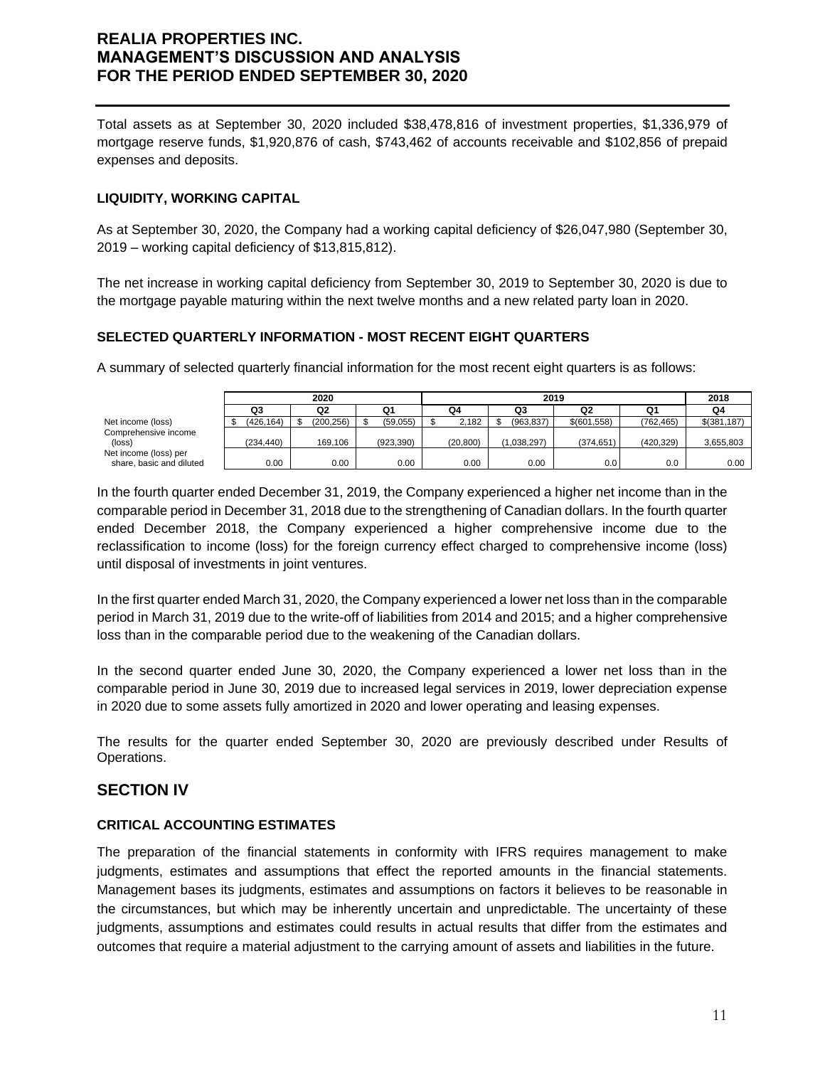Total assets as at September 30, 2020 included $38,478,816 of investment properties, $1,336,979 of mortgage reserve funds, $1,920,876 of cash, $743,462 of accounts receivable and $102,856 of prepaid expenses and deposits.

### LIQUIDITY, WORKING CAPITAL

As at September 30, 2020, the Company had a working capital deficiency of $26,047,980 (September 30, 2019 – working capital deficiency of $13,815,812).

The net increase in working capital deficiency from September 30, 2019 to September 30, 2020 is due to the mortgage payable maturing within the next twelve months and a new related party loan in 2020.

### SELECTED QUARTERLY INFORMATION - MOST RECENT EIGHT QUARTERS

A summary of selected quarterly financial information for the most recent eight quarters is as follows:

| | 2020 | | | 2019 | | | | 2018 |
|---|---|---|---|---|---|---|---|---|
| | Q3 | Q2 | Q1 | Q4 | Q3 | Q2 | Q1 | Q4 |
| Net income (loss) | $ (426,164) | $ (200,256) | $ (59,055) | $ 2,182 | $ (963,837) | $(601,558) | (762,465) | $(381,187) |
| Comprehensive income (loss) | (234,440) | 169,106 | (923,390) | (20,800) | (1,038,297) | (374,651) | (420,329) | 3,655,803 |
| Net income (loss) per share, basic and diluted | 0.00 | 0.00 | 0.00 | 0.00 | 0.00 | 0.0 | 0.0 | 0.00 |

In the fourth quarter ended December 31, 2019, the Company experienced a higher net income than in the comparable period in December 31, 2018 due to the strengthening of Canadian dollars. In the fourth quarter ended December 2018, the Company experienced a higher comprehensive income due to the reclassification to income (loss) for the foreign currency effect charged to comprehensive income (loss) until disposal of investments in joint ventures.

In the first quarter ended March 31, 2020, the Company experienced a lower net loss than in the comparable period in March 31, 2019 due to the write-off of liabilities from 2014 and 2015; and a higher comprehensive loss than in the comparable period due to the weakening of the Canadian dollars.

In the second quarter ended June 30, 2020, the Company experienced a lower net loss than in the comparable period in June 30, 2019 due to increased legal services in 2019, lower depreciation expense in 2020 due to some assets fully amortized in 2020 and lower operating and leasing expenses.

The results for the quarter ended September 30, 2020 are previously described under Results of Operations.

## SECTION IV

### CRITICAL ACCOUNTING ESTIMATES

The preparation of the financial statements in conformity with IFRS requires management to make judgments, estimates and assumptions that effect the reported amounts in the financial statements. Management bases its judgments, estimates and assumptions on factors it believes to be reasonable in the circumstances, but which may be inherently uncertain and unpredictable. The uncertainty of these judgments, assumptions and estimates could results in actual results that differ from the estimates and outcomes that require a material adjustment to the carrying amount of assets and liabilities in the future.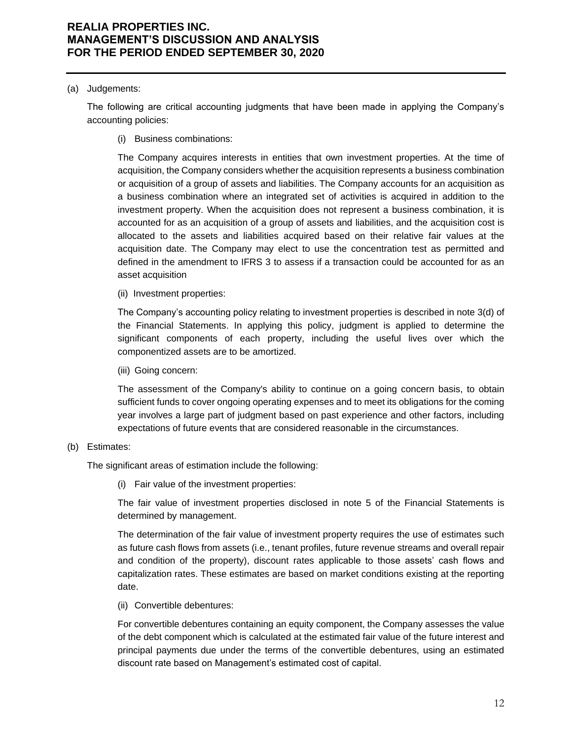(a) Judgements:

The following are critical accounting judgments that have been made in applying the Company's accounting policies:

(i) Business combinations:

The Company acquires interests in entities that own investment properties. At the time of acquisition, the Company considers whether the acquisition represents a business combination or acquisition of a group of assets and liabilities. The Company accounts for an acquisition as a business combination where an integrated set of activities is acquired in addition to the investment property. When the acquisition does not represent a business combination, it is accounted for as an acquisition of a group of assets and liabilities, and the acquisition cost is allocated to the assets and liabilities acquired based on their relative fair values at the acquisition date. The Company may elect to use the concentration test as permitted and defined in the amendment to IFRS 3 to assess if a transaction could be accounted for as an asset acquisition

(ii) Investment properties:

The Company's accounting policy relating to investment properties is described in note 3(d) of the Financial Statements. In applying this policy, judgment is applied to determine the significant components of each property, including the useful lives over which the componentized assets are to be amortized.

(iii) Going concern:

The assessment of the Company's ability to continue on a going concern basis, to obtain sufficient funds to cover ongoing operating expenses and to meet its obligations for the coming year involves a large part of judgment based on past experience and other factors, including expectations of future events that are considered reasonable in the circumstances.

(b) Estimates:

The significant areas of estimation include the following:

(i) Fair value of the investment properties:

The fair value of investment properties disclosed in note 5 of the Financial Statements is determined by management.

The determination of the fair value of investment property requires the use of estimates such as future cash flows from assets (i.e., tenant profiles, future revenue streams and overall repair and condition of the property), discount rates applicable to those assets' cash flows and capitalization rates. These estimates are based on market conditions existing at the reporting date.

(ii) Convertible debentures:

For convertible debentures containing an equity component, the Company assesses the value of the debt component which is calculated at the estimated fair value of the future interest and principal payments due under the terms of the convertible debentures, using an estimated discount rate based on Management's estimated cost of capital.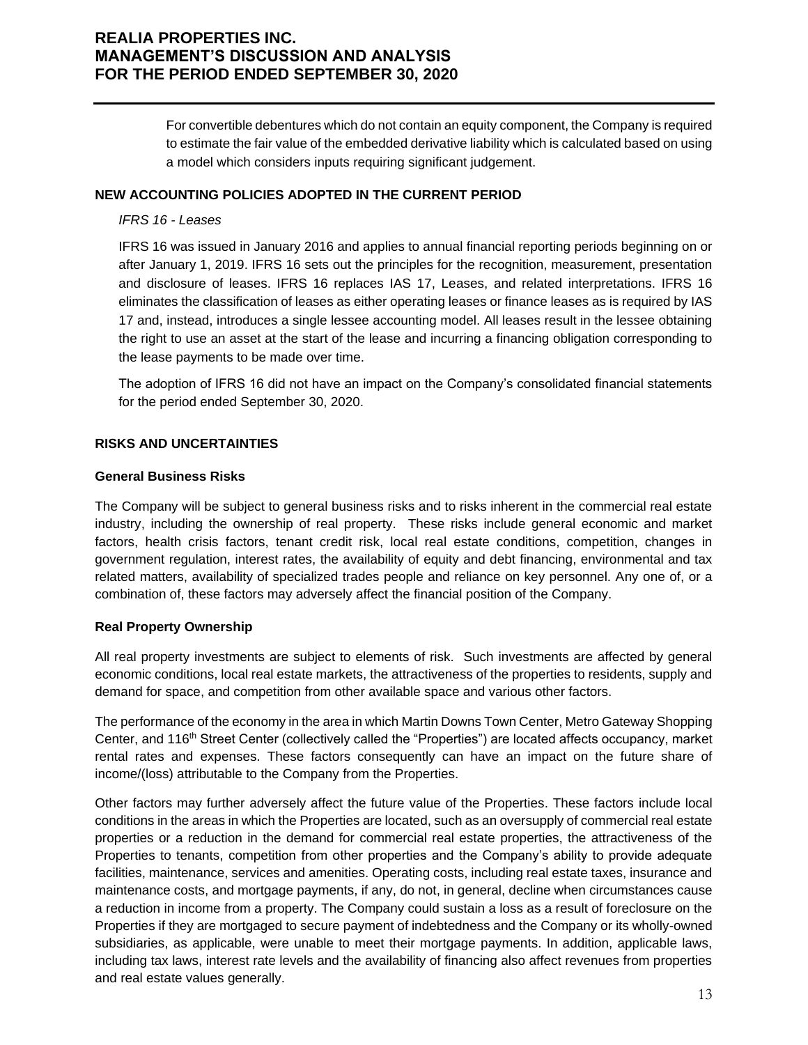For convertible debentures which do not contain an equity component, the Company is required to estimate the fair value of the embedded derivative liability which is calculated based on using a model which considers inputs requiring significant judgement.

**NEW ACCOUNTING POLICIES ADOPTED IN THE CURRENT PERIOD**

*IFRS 16 - Leases*

IFRS 16 was issued in January 2016 and applies to annual financial reporting periods beginning on or after January 1, 2019. IFRS 16 sets out the principles for the recognition, measurement, presentation and disclosure of leases. IFRS 16 replaces IAS 17, Leases, and related interpretations. IFRS 16 eliminates the classification of leases as either operating leases or finance leases as is required by IAS 17 and, instead, introduces a single lessee accounting model. All leases result in the lessee obtaining the right to use an asset at the start of the lease and incurring a financing obligation corresponding to the lease payments to be made over time.

The adoption of IFRS 16 did not have an impact on the Company's consolidated financial statements for the period ended September 30, 2020.

**RISKS AND UNCERTAINTIES**

**General Business Risks**

The Company will be subject to general business risks and to risks inherent in the commercial real estate industry, including the ownership of real property. These risks include general economic and market factors, health crisis factors, tenant credit risk, local real estate conditions, competition, changes in government regulation, interest rates, the availability of equity and debt financing, environmental and tax related matters, availability of specialized trades people and reliance on key personnel. Any one of, or a combination of, these factors may adversely affect the financial position of the Company.

**Real Property Ownership**

All real property investments are subject to elements of risk. Such investments are affected by general economic conditions, local real estate markets, the attractiveness of the properties to residents, supply and demand for space, and competition from other available space and various other factors.

The performance of the economy in the area in which Martin Downs Town Center, Metro Gateway Shopping Center, and 116th Street Center (collectively called the "Properties") are located affects occupancy, market rental rates and expenses. These factors consequently can have an impact on the future share of income/(loss) attributable to the Company from the Properties.

Other factors may further adversely affect the future value of the Properties. These factors include local conditions in the areas in which the Properties are located, such as an oversupply of commercial real estate properties or a reduction in the demand for commercial real estate properties, the attractiveness of the Properties to tenants, competition from other properties and the Company's ability to provide adequate facilities, maintenance, services and amenities. Operating costs, including real estate taxes, insurance and maintenance costs, and mortgage payments, if any, do not, in general, decline when circumstances cause a reduction in income from a property. The Company could sustain a loss as a result of foreclosure on the Properties if they are mortgaged to secure payment of indebtedness and the Company or its wholly-owned subsidiaries, as applicable, were unable to meet their mortgage payments. In addition, applicable laws, including tax laws, interest rate levels and the availability of financing also affect revenues from properties and real estate values generally.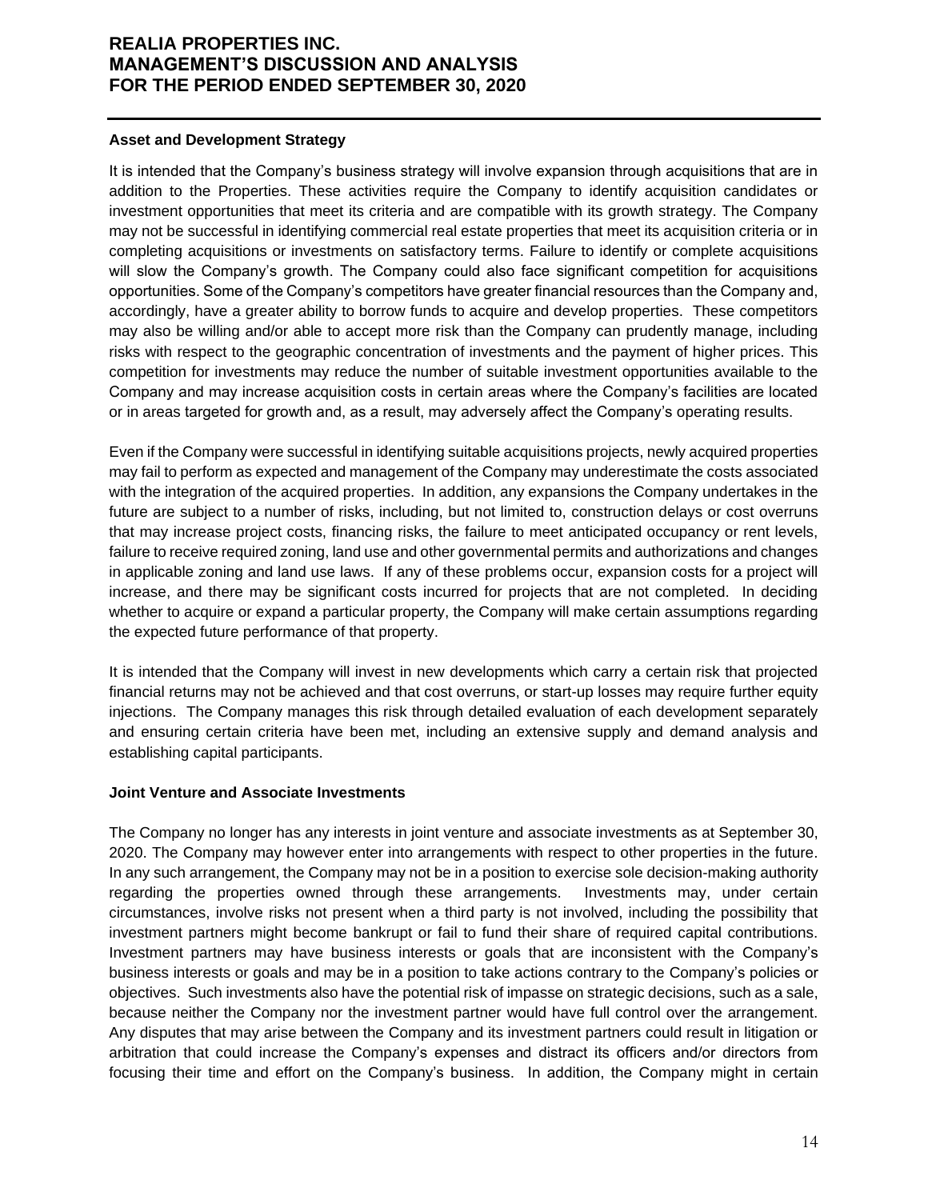### Asset and Development Strategy

It is intended that the Company's business strategy will involve expansion through acquisitions that are in addition to the Properties. These activities require the Company to identify acquisition candidates or investment opportunities that meet its criteria and are compatible with its growth strategy. The Company may not be successful in identifying commercial real estate properties that meet its acquisition criteria or in completing acquisitions or investments on satisfactory terms. Failure to identify or complete acquisitions will slow the Company's growth. The Company could also face significant competition for acquisitions opportunities. Some of the Company's competitors have greater financial resources than the Company and, accordingly, have a greater ability to borrow funds to acquire and develop properties. These competitors may also be willing and/or able to accept more risk than the Company can prudently manage, including risks with respect to the geographic concentration of investments and the payment of higher prices. This competition for investments may reduce the number of suitable investment opportunities available to the Company and may increase acquisition costs in certain areas where the Company's facilities are located or in areas targeted for growth and, as a result, may adversely affect the Company's operating results.

Even if the Company were successful in identifying suitable acquisitions projects, newly acquired properties may fail to perform as expected and management of the Company may underestimate the costs associated with the integration of the acquired properties. In addition, any expansions the Company undertakes in the future are subject to a number of risks, including, but not limited to, construction delays or cost overruns that may increase project costs, financing risks, the failure to meet anticipated occupancy or rent levels, failure to receive required zoning, land use and other governmental permits and authorizations and changes in applicable zoning and land use laws. If any of these problems occur, expansion costs for a project will increase, and there may be significant costs incurred for projects that are not completed. In deciding whether to acquire or expand a particular property, the Company will make certain assumptions regarding the expected future performance of that property.

It is intended that the Company will invest in new developments which carry a certain risk that projected financial returns may not be achieved and that cost overruns, or start-up losses may require further equity injections. The Company manages this risk through detailed evaluation of each development separately and ensuring certain criteria have been met, including an extensive supply and demand analysis and establishing capital participants.

### Joint Venture and Associate Investments

The Company no longer has any interests in joint venture and associate investments as at September 30, 2020. The Company may however enter into arrangements with respect to other properties in the future. In any such arrangement, the Company may not be in a position to exercise sole decision-making authority regarding the properties owned through these arrangements. Investments may, under certain circumstances, involve risks not present when a third party is not involved, including the possibility that investment partners might become bankrupt or fail to fund their share of required capital contributions. Investment partners may have business interests or goals that are inconsistent with the Company's business interests or goals and may be in a position to take actions contrary to the Company's policies or objectives. Such investments also have the potential risk of impasse on strategic decisions, such as a sale, because neither the Company nor the investment partner would have full control over the arrangement. Any disputes that may arise between the Company and its investment partners could result in litigation or arbitration that could increase the Company's expenses and distract its officers and/or directors from focusing their time and effort on the Company's business. In addition, the Company might in certain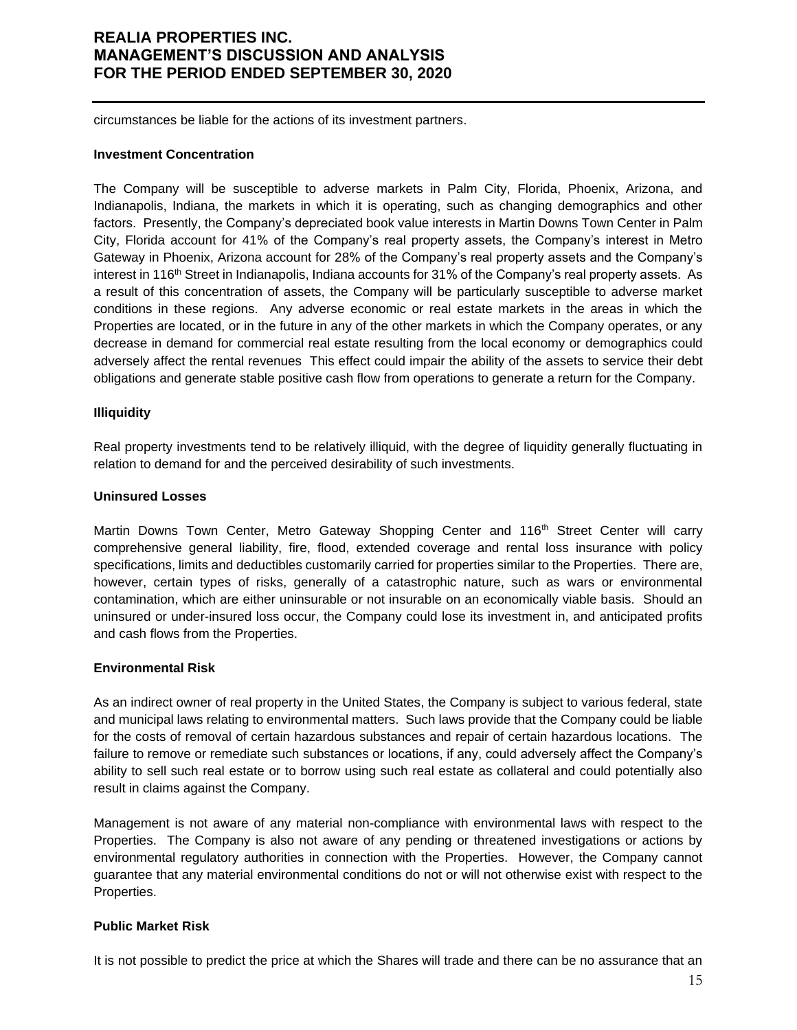circumstances be liable for the actions of its investment partners.

**Investment Concentration**

The Company will be susceptible to adverse markets in Palm City, Florida, Phoenix, Arizona, and Indianapolis, Indiana, the markets in which it is operating, such as changing demographics and other factors. Presently, the Company's depreciated book value interests in Martin Downs Town Center in Palm City, Florida account for 41% of the Company's real property assets, the Company's interest in Metro Gateway in Phoenix, Arizona account for 28% of the Company's real property assets and the Company's interest in 116th Street in Indianapolis, Indiana accounts for 31% of the Company's real property assets. As a result of this concentration of assets, the Company will be particularly susceptible to adverse market conditions in these regions. Any adverse economic or real estate markets in the areas in which the Properties are located, or in the future in any of the other markets in which the Company operates, or any decrease in demand for commercial real estate resulting from the local economy or demographics could adversely affect the rental revenues This effect could impair the ability of the assets to service their debt obligations and generate stable positive cash flow from operations to generate a return for the Company.

**Illiquidity**

Real property investments tend to be relatively illiquid, with the degree of liquidity generally fluctuating in relation to demand for and the perceived desirability of such investments.

**Uninsured Losses**

Martin Downs Town Center, Metro Gateway Shopping Center and 116th Street Center will carry comprehensive general liability, fire, flood, extended coverage and rental loss insurance with policy specifications, limits and deductibles customarily carried for properties similar to the Properties. There are, however, certain types of risks, generally of a catastrophic nature, such as wars or environmental contamination, which are either uninsurable or not insurable on an economically viable basis. Should an uninsured or under-insured loss occur, the Company could lose its investment in, and anticipated profits and cash flows from the Properties.

**Environmental Risk**

As an indirect owner of real property in the United States, the Company is subject to various federal, state and municipal laws relating to environmental matters. Such laws provide that the Company could be liable for the costs of removal of certain hazardous substances and repair of certain hazardous locations. The failure to remove or remediate such substances or locations, if any, could adversely affect the Company's ability to sell such real estate or to borrow using such real estate as collateral and could potentially also result in claims against the Company.

Management is not aware of any material non-compliance with environmental laws with respect to the Properties. The Company is also not aware of any pending or threatened investigations or actions by environmental regulatory authorities in connection with the Properties. However, the Company cannot guarantee that any material environmental conditions do not or will not otherwise exist with respect to the Properties.

**Public Market Risk**

It is not possible to predict the price at which the Shares will trade and there can be no assurance that an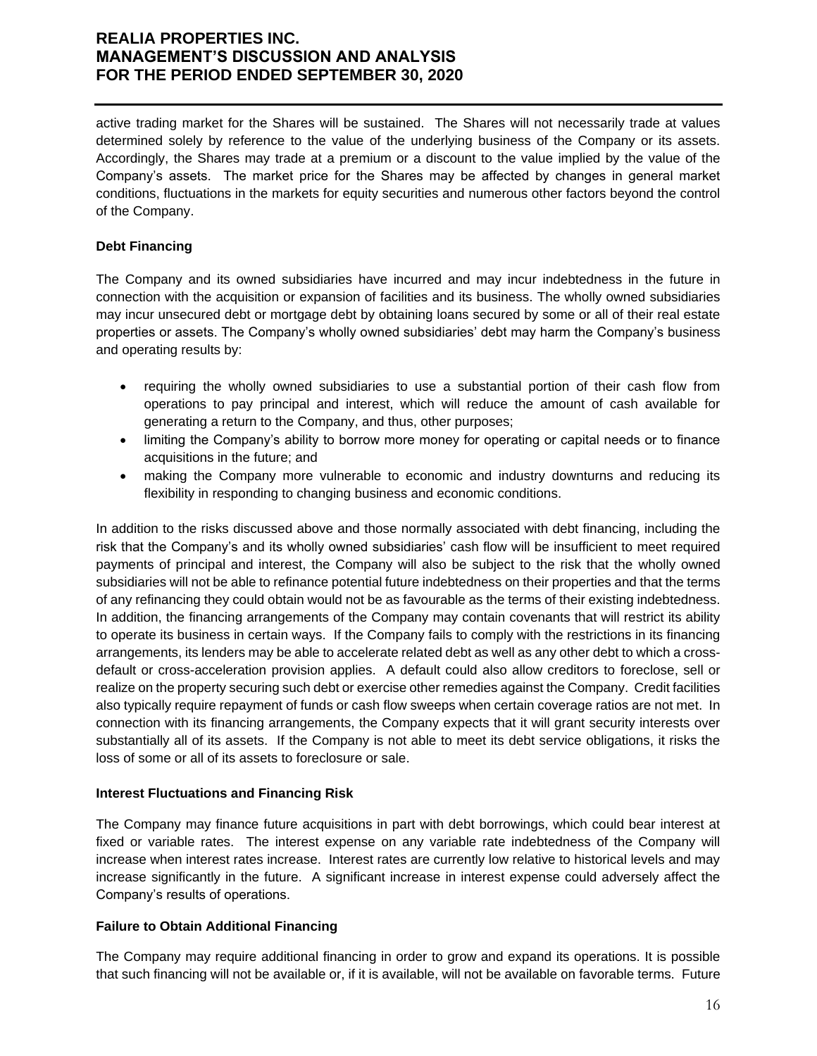active trading market for the Shares will be sustained. The Shares will not necessarily trade at values determined solely by reference to the value of the underlying business of the Company or its assets. Accordingly, the Shares may trade at a premium or a discount to the value implied by the value of the Company's assets. The market price for the Shares may be affected by changes in general market conditions, fluctuations in the markets for equity securities and numerous other factors beyond the control of the Company.

**Debt Financing**

The Company and its owned subsidiaries have incurred and may incur indebtedness in the future in connection with the acquisition or expansion of facilities and its business. The wholly owned subsidiaries may incur unsecured debt or mortgage debt by obtaining loans secured by some or all of their real estate properties or assets. The Company's wholly owned subsidiaries' debt may harm the Company's business and operating results by:

- requiring the wholly owned subsidiaries to use a substantial portion of their cash flow from operations to pay principal and interest, which will reduce the amount of cash available for generating a return to the Company, and thus, other purposes;
- limiting the Company's ability to borrow more money for operating or capital needs or to finance acquisitions in the future; and
- making the Company more vulnerable to economic and industry downturns and reducing its flexibility in responding to changing business and economic conditions.

In addition to the risks discussed above and those normally associated with debt financing, including the risk that the Company's and its wholly owned subsidiaries' cash flow will be insufficient to meet required payments of principal and interest, the Company will also be subject to the risk that the wholly owned subsidiaries will not be able to refinance potential future indebtedness on their properties and that the terms of any refinancing they could obtain would not be as favourable as the terms of their existing indebtedness. In addition, the financing arrangements of the Company may contain covenants that will restrict its ability to operate its business in certain ways. If the Company fails to comply with the restrictions in its financing arrangements, its lenders may be able to accelerate related debt as well as any other debt to which a cross-default or cross-acceleration provision applies. A default could also allow creditors to foreclose, sell or realize on the property securing such debt or exercise other remedies against the Company. Credit facilities also typically require repayment of funds or cash flow sweeps when certain coverage ratios are not met. In connection with its financing arrangements, the Company expects that it will grant security interests over substantially all of its assets. If the Company is not able to meet its debt service obligations, it risks the loss of some or all of its assets to foreclosure or sale.

**Interest Fluctuations and Financing Risk**

The Company may finance future acquisitions in part with debt borrowings, which could bear interest at fixed or variable rates. The interest expense on any variable rate indebtedness of the Company will increase when interest rates increase. Interest rates are currently low relative to historical levels and may increase significantly in the future. A significant increase in interest expense could adversely affect the Company's results of operations.

**Failure to Obtain Additional Financing**

The Company may require additional financing in order to grow and expand its operations. It is possible that such financing will not be available or, if it is available, will not be available on favorable terms. Future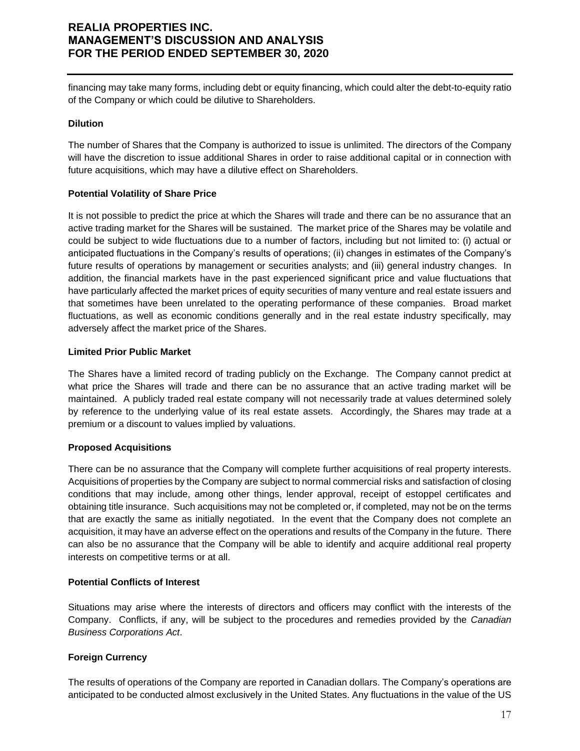financing may take many forms, including debt or equity financing, which could alter the debt-to-equity ratio of the Company or which could be dilutive to Shareholders.

**Dilution**

The number of Shares that the Company is authorized to issue is unlimited. The directors of the Company will have the discretion to issue additional Shares in order to raise additional capital or in connection with future acquisitions, which may have a dilutive effect on Shareholders.

**Potential Volatility of Share Price**

It is not possible to predict the price at which the Shares will trade and there can be no assurance that an active trading market for the Shares will be sustained. The market price of the Shares may be volatile and could be subject to wide fluctuations due to a number of factors, including but not limited to: (i) actual or anticipated fluctuations in the Company's results of operations; (ii) changes in estimates of the Company's future results of operations by management or securities analysts; and (iii) general industry changes. In addition, the financial markets have in the past experienced significant price and value fluctuations that have particularly affected the market prices of equity securities of many venture and real estate issuers and that sometimes have been unrelated to the operating performance of these companies. Broad market fluctuations, as well as economic conditions generally and in the real estate industry specifically, may adversely affect the market price of the Shares.

**Limited Prior Public Market**

The Shares have a limited record of trading publicly on the Exchange. The Company cannot predict at what price the Shares will trade and there can be no assurance that an active trading market will be maintained. A publicly traded real estate company will not necessarily trade at values determined solely by reference to the underlying value of its real estate assets. Accordingly, the Shares may trade at a premium or a discount to values implied by valuations.

**Proposed Acquisitions**

There can be no assurance that the Company will complete further acquisitions of real property interests. Acquisitions of properties by the Company are subject to normal commercial risks and satisfaction of closing conditions that may include, among other things, lender approval, receipt of estoppel certificates and obtaining title insurance. Such acquisitions may not be completed or, if completed, may not be on the terms that are exactly the same as initially negotiated. In the event that the Company does not complete an acquisition, it may have an adverse effect on the operations and results of the Company in the future. There can also be no assurance that the Company will be able to identify and acquire additional real property interests on competitive terms or at all.

**Potential Conflicts of Interest**

Situations may arise where the interests of directors and officers may conflict with the interests of the Company. Conflicts, if any, will be subject to the procedures and remedies provided by the *Canadian Business Corporations Act*.

**Foreign Currency**

The results of operations of the Company are reported in Canadian dollars. The Company's operations are anticipated to be conducted almost exclusively in the United States. Any fluctuations in the value of the US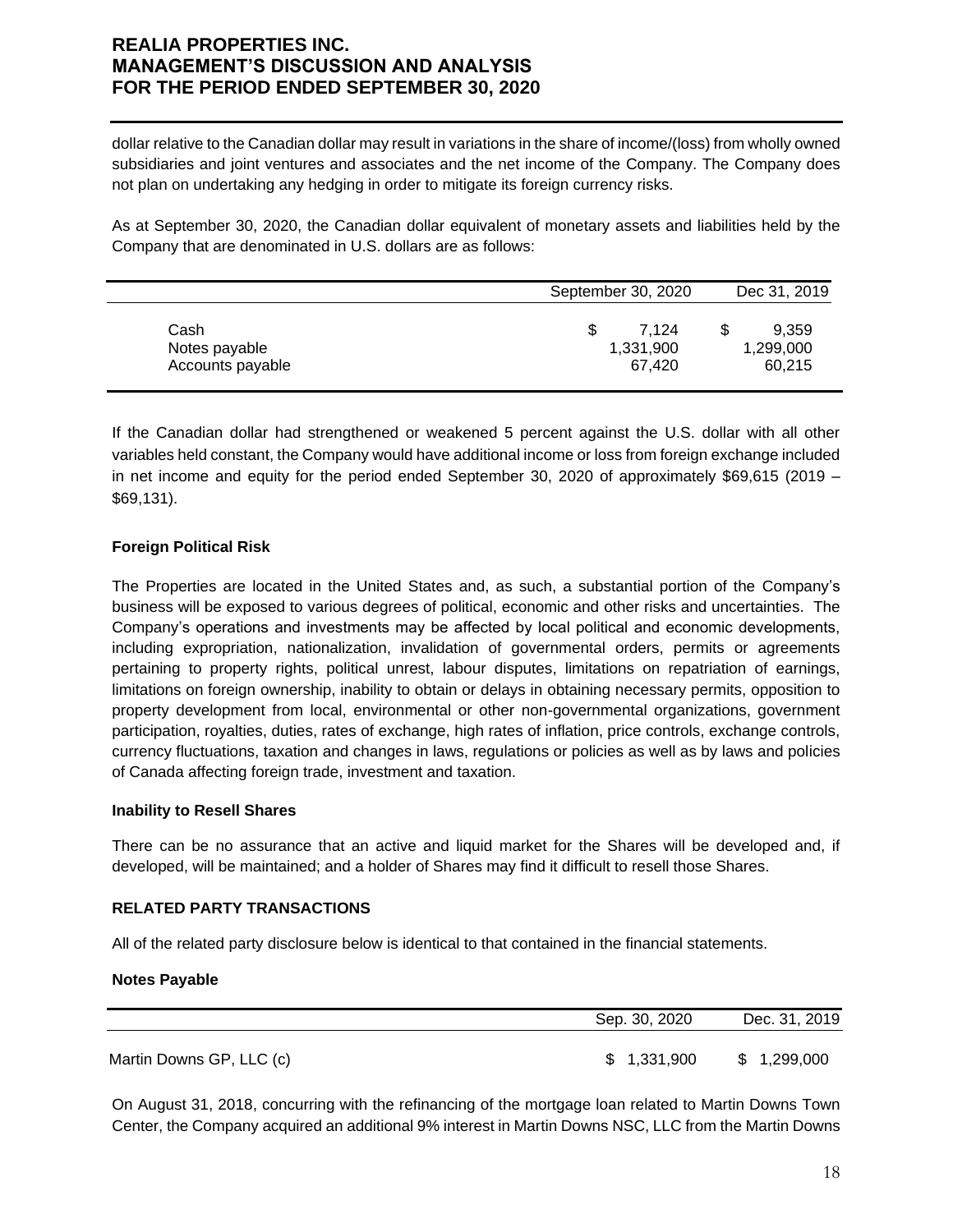dollar relative to the Canadian dollar may result in variations in the share of income/(loss) from wholly owned subsidiaries and joint ventures and associates and the net income of the Company. The Company does not plan on undertaking any hedging in order to mitigate its foreign currency risks.

As at September 30, 2020, the Canadian dollar equivalent of monetary assets and liabilities held by the Company that are denominated in U.S. dollars are as follows:

| | September 30, 2020 | Dec 31, 2019 |
|---|---|---|
| Cash | $ 7,124 | $ 9,359 |
| Notes payable | 1,331,900 | 1,299,000 |
| Accounts payable | 67,420 | 60,215 |

If the Canadian dollar had strengthened or weakened 5 percent against the U.S. dollar with all other variables held constant, the Company would have additional income or loss from foreign exchange included in net income and equity for the period ended September 30, 2020 of approximately $69,615 (2019 – $69,131).

**Foreign Political Risk**

The Properties are located in the United States and, as such, a substantial portion of the Company's business will be exposed to various degrees of political, economic and other risks and uncertainties. The Company's operations and investments may be affected by local political and economic developments, including expropriation, nationalization, invalidation of governmental orders, permits or agreements pertaining to property rights, political unrest, labour disputes, limitations on repatriation of earnings, limitations on foreign ownership, inability to obtain or delays in obtaining necessary permits, opposition to property development from local, environmental or other non-governmental organizations, government participation, royalties, duties, rates of exchange, high rates of inflation, price controls, exchange controls, currency fluctuations, taxation and changes in laws, regulations or policies as well as by laws and policies of Canada affecting foreign trade, investment and taxation.

**Inability to Resell Shares**

There can be no assurance that an active and liquid market for the Shares will be developed and, if developed, will be maintained; and a holder of Shares may find it difficult to resell those Shares.

## RELATED PARTY TRANSACTIONS

All of the related party disclosure below is identical to that contained in the financial statements.

**Notes Payable**

| | Sep. 30, 2020 | Dec. 31, 2019 |
|---|---|---|
| Martin Downs GP, LLC (c) | $ 1,331,900 | $ 1,299,000 |

On August 31, 2018, concurring with the refinancing of the mortgage loan related to Martin Downs Town Center, the Company acquired an additional 9% interest in Martin Downs NSC, LLC from the Martin Downs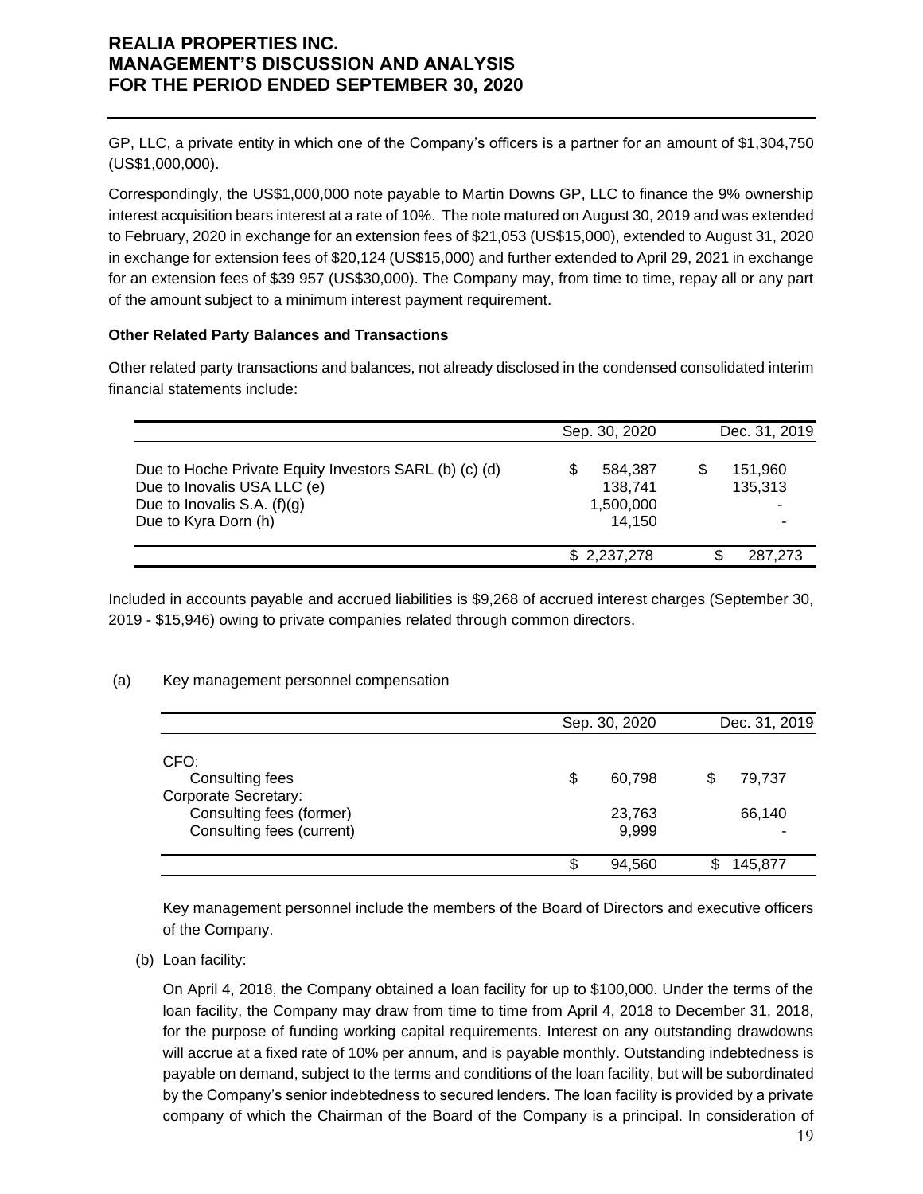GP, LLC, a private entity in which one of the Company's officers is a partner for an amount of $1,304,750 (US$1,000,000).

Correspondingly, the US$1,000,000 note payable to Martin Downs GP, LLC to finance the 9% ownership interest acquisition bears interest at a rate of 10%. The note matured on August 30, 2019 and was extended to February, 2020 in exchange for an extension fees of $21,053 (US$15,000), extended to August 31, 2020 in exchange for extension fees of $20,124 (US$15,000) and further extended to April 29, 2021 in exchange for an extension fees of $39 957 (US$30,000). The Company may, from time to time, repay all or any part of the amount subject to a minimum interest payment requirement.

**Other Related Party Balances and Transactions**

Other related party transactions and balances, not already disclosed in the condensed consolidated interim financial statements include:

| | Sep. 30, 2020 | Dec. 31, 2019 |
|---|---|---|
| Due to Hoche Private Equity Investors SARL (b) (c) (d) | $ 584,387 | $ 151,960 |
| Due to Inovalis USA LLC (e) | 138,741 | 135,313 |
| Due to Inovalis S.A. (f)(g) | 1,500,000 | - |
| Due to Kyra Dorn (h) | 14,150 | - |
| | $ 2,237,278 | $ 287,273 |

Included in accounts payable and accrued liabilities is $9,268 of accrued interest charges (September 30, 2019 - $15,946) owing to private companies related through common directors.

(a) Key management personnel compensation

| | Sep. 30, 2020 | Dec. 31, 2019 |
|---|---|---|
| CFO: | | |
| Consulting fees | $ 60,798 | $ 79,737 |
| Corporate Secretary: | | |
| Consulting fees (former) | 23,763 | 66,140 |
| Consulting fees (current) | 9,999 | - |
| | $ 94,560 | $ 145,877 |

Key management personnel include the members of the Board of Directors and executive officers of the Company.

(b) Loan facility:

On April 4, 2018, the Company obtained a loan facility for up to $100,000. Under the terms of the loan facility, the Company may draw from time to time from April 4, 2018 to December 31, 2018, for the purpose of funding working capital requirements. Interest on any outstanding drawdowns will accrue at a fixed rate of 10% per annum, and is payable monthly. Outstanding indebtedness is payable on demand, subject to the terms and conditions of the loan facility, but will be subordinated by the Company's senior indebtedness to secured lenders. The loan facility is provided by a private company of which the Chairman of the Board of the Company is a principal. In consideration of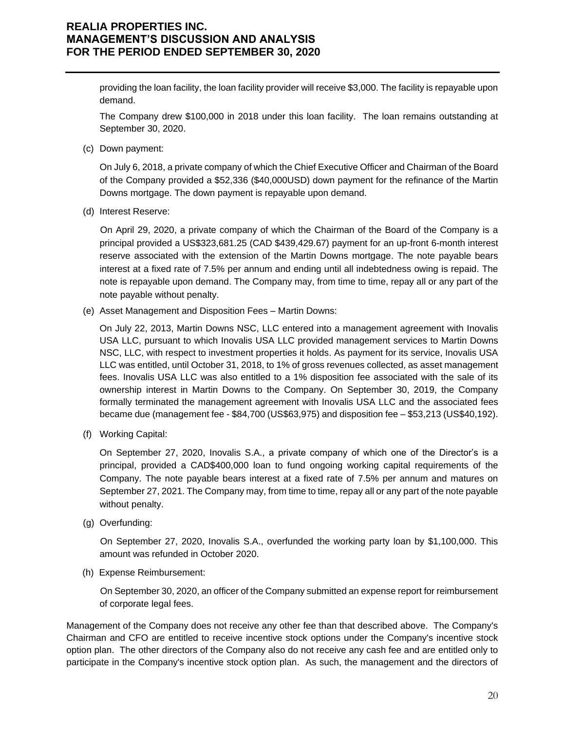providing the loan facility, the loan facility provider will receive $3,000. The facility is repayable upon demand.

The Company drew $100,000 in 2018 under this loan facility. The loan remains outstanding at September 30, 2020.

(c) Down payment:

On July 6, 2018, a private company of which the Chief Executive Officer and Chairman of the Board of the Company provided a $52,336 ($40,000USD) down payment for the refinance of the Martin Downs mortgage. The down payment is repayable upon demand.

(d) Interest Reserve:

On April 29, 2020, a private company of which the Chairman of the Board of the Company is a principal provided a US$323,681.25 (CAD $439,429.67) payment for an up-front 6-month interest reserve associated with the extension of the Martin Downs mortgage. The note payable bears interest at a fixed rate of 7.5% per annum and ending until all indebtedness owing is repaid. The note is repayable upon demand. The Company may, from time to time, repay all or any part of the note payable without penalty.

(e) Asset Management and Disposition Fees – Martin Downs:

On July 22, 2013, Martin Downs NSC, LLC entered into a management agreement with Inovalis USA LLC, pursuant to which Inovalis USA LLC provided management services to Martin Downs NSC, LLC, with respect to investment properties it holds. As payment for its service, Inovalis USA LLC was entitled, until October 31, 2018, to 1% of gross revenues collected, as asset management fees. Inovalis USA LLC was also entitled to a 1% disposition fee associated with the sale of its ownership interest in Martin Downs to the Company. On September 30, 2019, the Company formally terminated the management agreement with Inovalis USA LLC and the associated fees became due (management fee - $84,700 (US$63,975) and disposition fee – $53,213 (US$40,192).

(f) Working Capital:

On September 27, 2020, Inovalis S.A., a private company of which one of the Director's is a principal, provided a CAD$400,000 loan to fund ongoing working capital requirements of the Company. The note payable bears interest at a fixed rate of 7.5% per annum and matures on September 27, 2021. The Company may, from time to time, repay all or any part of the note payable without penalty.

(g) Overfunding:

On September 27, 2020, Inovalis S.A., overfunded the working party loan by $1,100,000. This amount was refunded in October 2020.

(h) Expense Reimbursement:

On September 30, 2020, an officer of the Company submitted an expense report for reimbursement of corporate legal fees.

Management of the Company does not receive any other fee than that described above. The Company's Chairman and CFO are entitled to receive incentive stock options under the Company's incentive stock option plan. The other directors of the Company also do not receive any cash fee and are entitled only to participate in the Company's incentive stock option plan. As such, the management and the directors of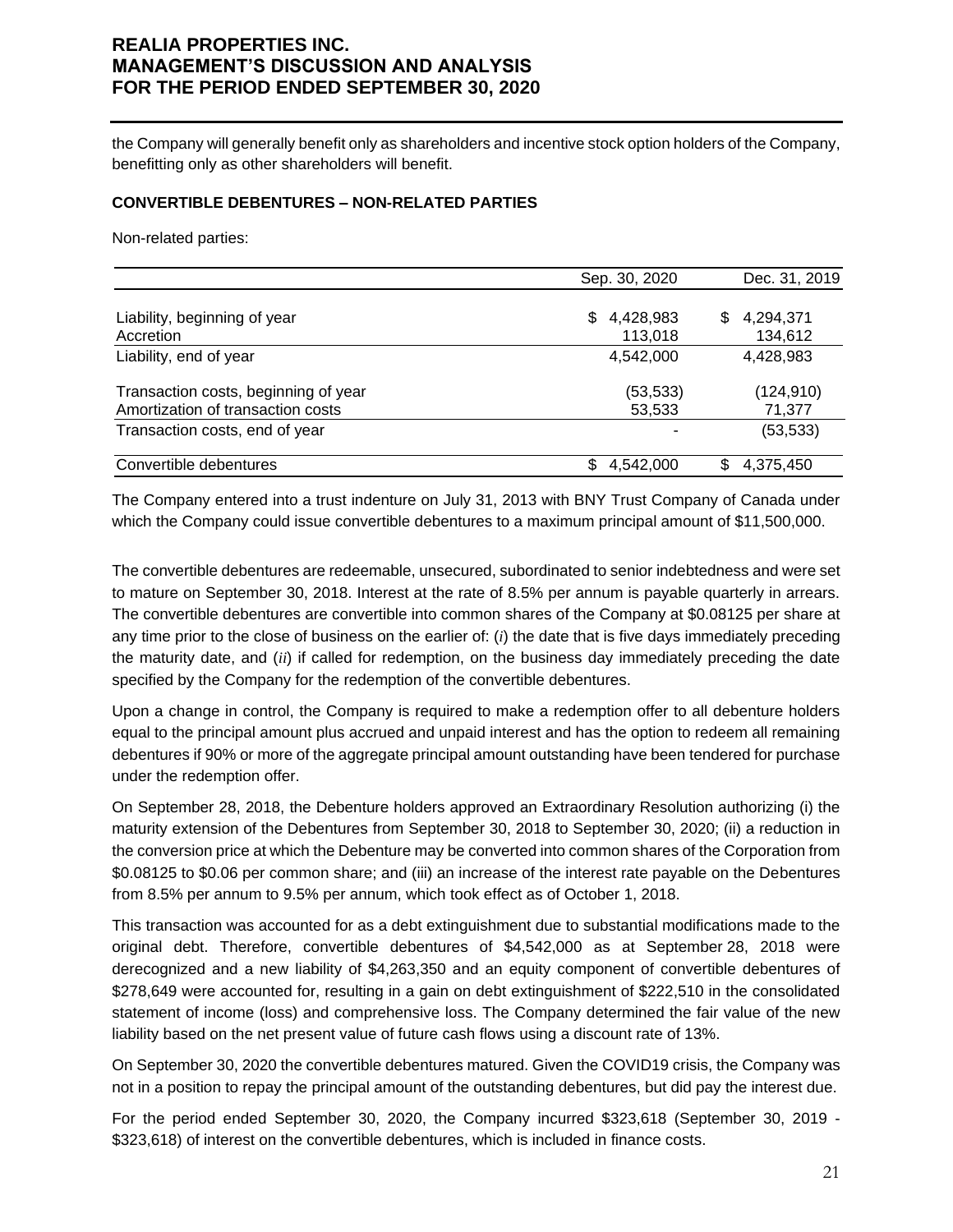the Company will generally benefit only as shareholders and incentive stock option holders of the Company, benefitting only as other shareholders will benefit.

**CONVERTIBLE DEBENTURES – NON-RELATED PARTIES**

Non-related parties:

| | Sep. 30, 2020 | Dec. 31, 2019 |
|---|---|---|
| Liability, beginning of year | $ 4,428,983 | $ 4,294,371 |
| Accretion | 113,018 | 134,612 |
| Liability, end of year | 4,542,000 | 4,428,983 |
| Transaction costs, beginning of year | (53,533) | (124,910) |
| Amortization of transaction costs | 53,533 | 71,377 |
| Transaction costs, end of year | - | (53,533) |
| Convertible debentures | $ 4,542,000 | $ 4,375,450 |

The Company entered into a trust indenture on July 31, 2013 with BNY Trust Company of Canada under which the Company could issue convertible debentures to a maximum principal amount of $11,500,000.

The convertible debentures are redeemable, unsecured, subordinated to senior indebtedness and were set to mature on September 30, 2018. Interest at the rate of 8.5% per annum is payable quarterly in arrears. The convertible debentures are convertible into common shares of the Company at $0.08125 per share at any time prior to the close of business on the earlier of: (*i*) the date that is five days immediately preceding the maturity date, and (*ii*) if called for redemption, on the business day immediately preceding the date specified by the Company for the redemption of the convertible debentures.

Upon a change in control, the Company is required to make a redemption offer to all debenture holders equal to the principal amount plus accrued and unpaid interest and has the option to redeem all remaining debentures if 90% or more of the aggregate principal amount outstanding have been tendered for purchase under the redemption offer.

On September 28, 2018, the Debenture holders approved an Extraordinary Resolution authorizing (i) the maturity extension of the Debentures from September 30, 2018 to September 30, 2020; (ii) a reduction in the conversion price at which the Debenture may be converted into common shares of the Corporation from $0.08125 to $0.06 per common share; and (iii) an increase of the interest rate payable on the Debentures from 8.5% per annum to 9.5% per annum, which took effect as of October 1, 2018.

This transaction was accounted for as a debt extinguishment due to substantial modifications made to the original debt. Therefore, convertible debentures of $4,542,000 as at September 28, 2018 were derecognized and a new liability of $4,263,350 and an equity component of convertible debentures of $278,649 were accounted for, resulting in a gain on debt extinguishment of $222,510 in the consolidated statement of income (loss) and comprehensive loss. The Company determined the fair value of the new liability based on the net present value of future cash flows using a discount rate of 13%.

On September 30, 2020 the convertible debentures matured. Given the COVID19 crisis, the Company was not in a position to repay the principal amount of the outstanding debentures, but did pay the interest due.

For the period ended September 30, 2020, the Company incurred $323,618 (September 30, 2019 - $323,618) of interest on the convertible debentures, which is included in finance costs.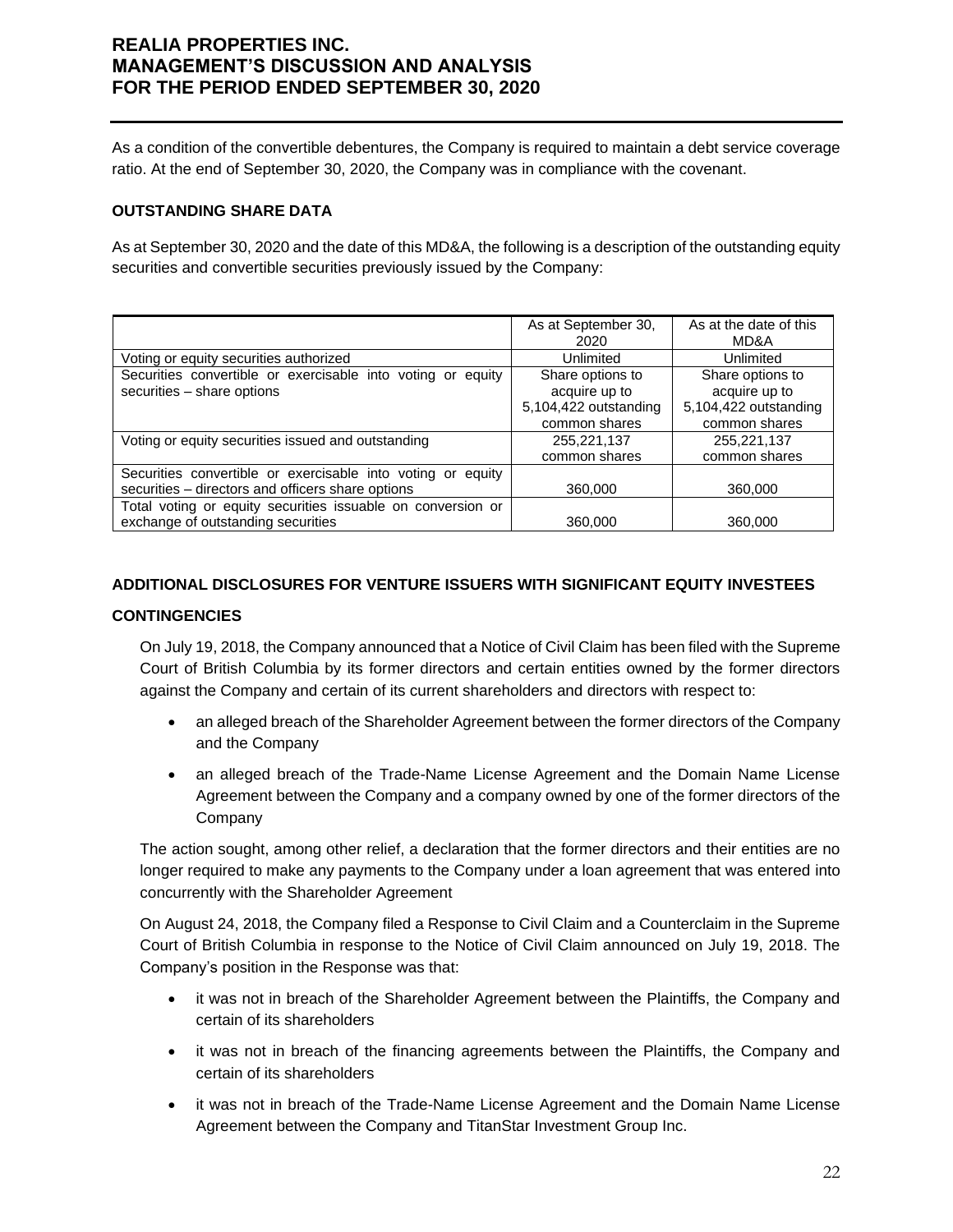As a condition of the convertible debentures, the Company is required to maintain a debt service coverage ratio. At the end of September 30, 2020, the Company was in compliance with the covenant.

**OUTSTANDING SHARE DATA**

As at September 30, 2020 and the date of this MD&A, the following is a description of the outstanding equity securities and convertible securities previously issued by the Company:

| | As at September 30, 2020 | As at the date of this MD&A |
|---|---|---|
| Voting or equity securities authorized | Unlimited | Unlimited |
| Securities convertible or exercisable into voting or equity securities – share options | Share options to acquire up to 5,104,422 outstanding common shares | Share options to acquire up to 5,104,422 outstanding common shares |
| Voting or equity securities issued and outstanding | 255,221,137 common shares | 255,221,137 common shares |
| Securities convertible or exercisable into voting or equity securities – directors and officers share options | 360,000 | 360,000 |
| Total voting or equity securities issuable on conversion or exchange of outstanding securities | 360,000 | 360,000 |

**ADDITIONAL DISCLOSURES FOR VENTURE ISSUERS WITH SIGNIFICANT EQUITY INVESTEES**

**CONTINGENCIES**

On July 19, 2018, the Company announced that a Notice of Civil Claim has been filed with the Supreme Court of British Columbia by its former directors and certain entities owned by the former directors against the Company and certain of its current shareholders and directors with respect to:

- an alleged breach of the Shareholder Agreement between the former directors of the Company and the Company
- an alleged breach of the Trade-Name License Agreement and the Domain Name License Agreement between the Company and a company owned by one of the former directors of the Company

The action sought, among other relief, a declaration that the former directors and their entities are no longer required to make any payments to the Company under a loan agreement that was entered into concurrently with the Shareholder Agreement

On August 24, 2018, the Company filed a Response to Civil Claim and a Counterclaim in the Supreme Court of British Columbia in response to the Notice of Civil Claim announced on July 19, 2018. The Company's position in the Response was that:

- it was not in breach of the Shareholder Agreement between the Plaintiffs, the Company and certain of its shareholders
- it was not in breach of the financing agreements between the Plaintiffs, the Company and certain of its shareholders
- it was not in breach of the Trade-Name License Agreement and the Domain Name License Agreement between the Company and TitanStar Investment Group Inc.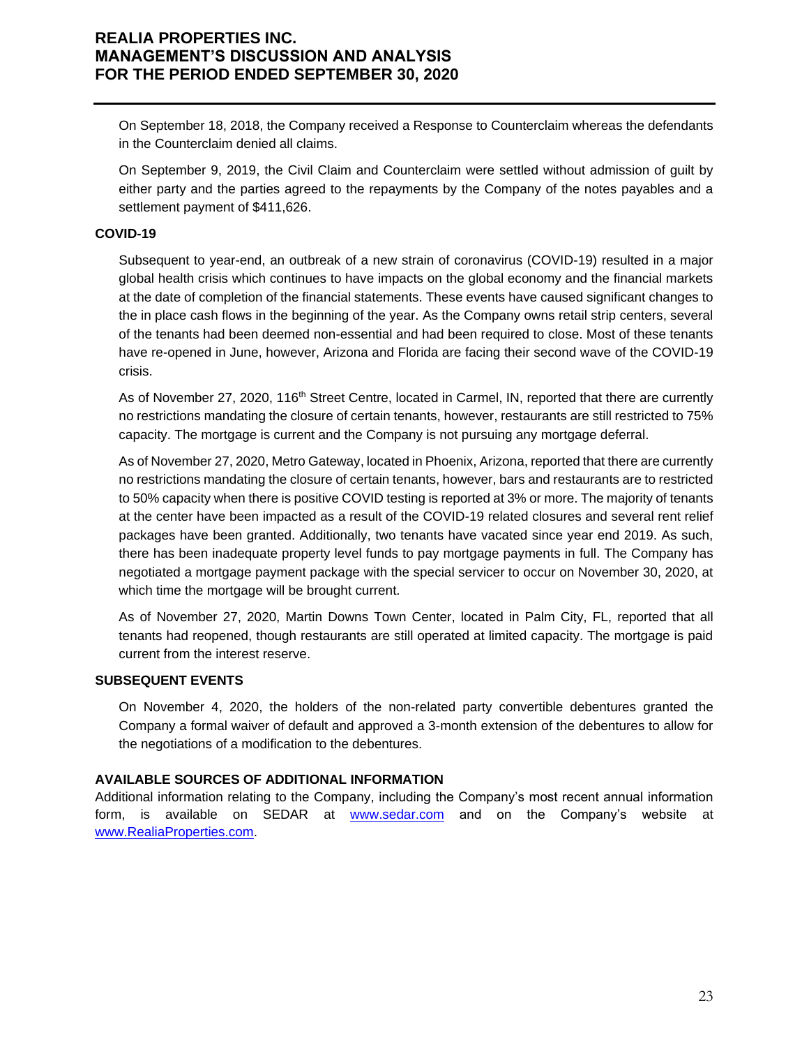On September 18, 2018, the Company received a Response to Counterclaim whereas the defendants in the Counterclaim denied all claims.

On September 9, 2019, the Civil Claim and Counterclaim were settled without admission of guilt by either party and the parties agreed to the repayments by the Company of the notes payables and a settlement payment of $411,626.

## COVID-19

Subsequent to year-end, an outbreak of a new strain of coronavirus (COVID-19) resulted in a major global health crisis which continues to have impacts on the global economy and the financial markets at the date of completion of the financial statements. These events have caused significant changes to the in place cash flows in the beginning of the year. As the Company owns retail strip centers, several of the tenants had been deemed non-essential and had been required to close. Most of these tenants have re-opened in June, however, Arizona and Florida are facing their second wave of the COVID-19 crisis.

As of November 27, 2020, 116th Street Centre, located in Carmel, IN, reported that there are currently no restrictions mandating the closure of certain tenants, however, restaurants are still restricted to 75% capacity. The mortgage is current and the Company is not pursuing any mortgage deferral.

As of November 27, 2020, Metro Gateway, located in Phoenix, Arizona, reported that there are currently no restrictions mandating the closure of certain tenants, however, bars and restaurants are to restricted to 50% capacity when there is positive COVID testing is reported at 3% or more. The majority of tenants at the center have been impacted as a result of the COVID-19 related closures and several rent relief packages have been granted. Additionally, two tenants have vacated since year end 2019. As such, there has been inadequate property level funds to pay mortgage payments in full. The Company has negotiated a mortgage payment package with the special servicer to occur on November 30, 2020, at which time the mortgage will be brought current.

As of November 27, 2020, Martin Downs Town Center, located in Palm City, FL, reported that all tenants had reopened, though restaurants are still operated at limited capacity. The mortgage is paid current from the interest reserve.

## SUBSEQUENT EVENTS

On November 4, 2020, the holders of the non-related party convertible debentures granted the Company a formal waiver of default and approved a 3-month extension of the debentures to allow for the negotiations of a modification to the debentures.

## AVAILABLE SOURCES OF ADDITIONAL INFORMATION

Additional information relating to the Company, including the Company's most recent annual information form, is available on SEDAR at www.sedar.com and on the Company's website at www.RealiaProperties.com.